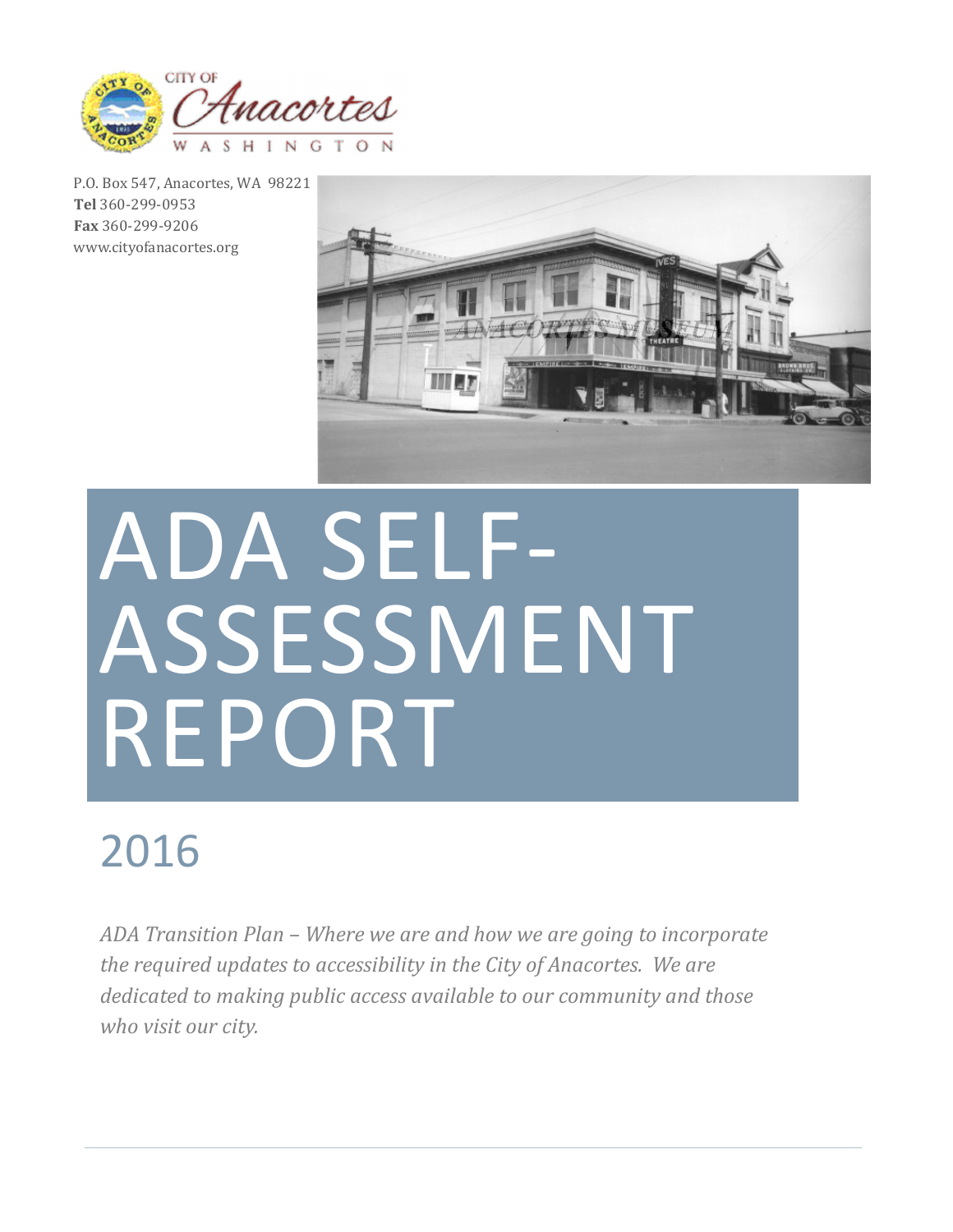CITY OF Anacortes WASHINGTON

P.O. Box 547, Anacortes, WA 98221
**Tel** 360-299-0953
**Fax** 360-299-9206
www.cityofanacortes.org

# ADA SELF-ASSESSMENT REPORT

## 2016

*ADA Transition Plan – Where we are and how we are going to incorporate the required updates to accessibility in the City of Anacortes. We are dedicated to making public access available to our community and those who visit our city.*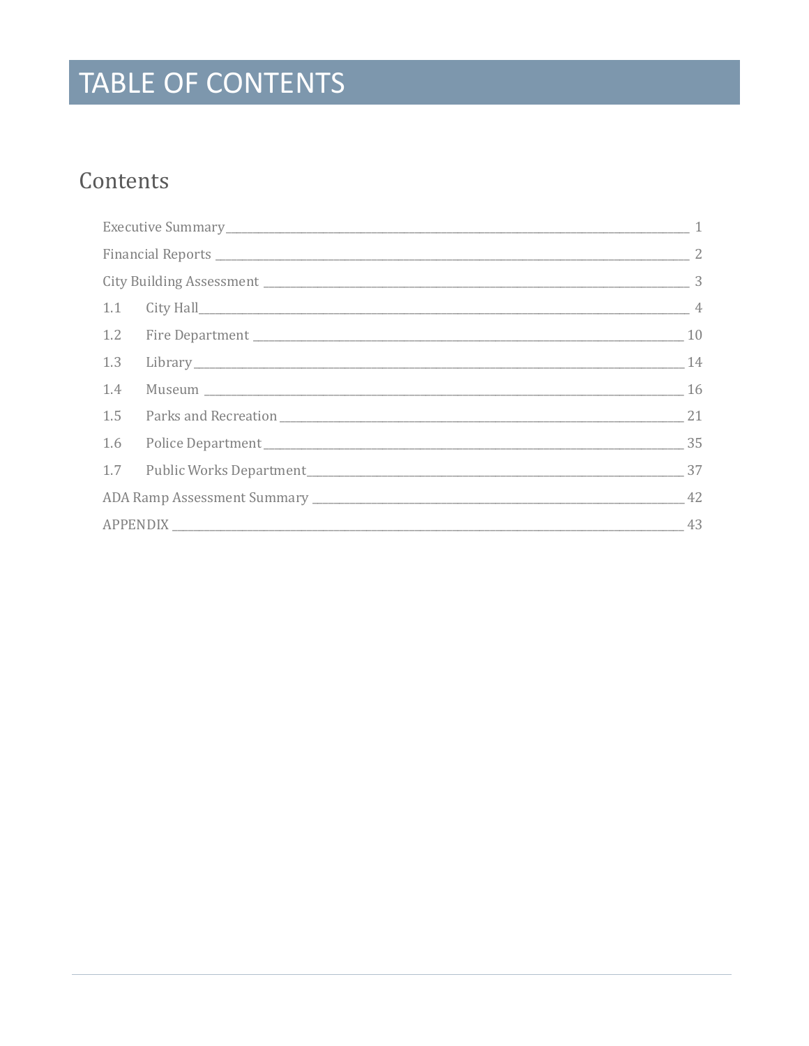# TABLE OF CONTENTS

## Contents

Executive Summary ____ 1

Financial Reports ____ 2

City Building Assessment ____ 3

1.1 City Hall ____ 4

1.2 Fire Department ____ 10

1.3 Library ____ 14

1.4 Museum ____ 16

1.5 Parks and Recreation ____ 21

1.6 Police Department ____ 35

1.7 Public Works Department ____ 37

ADA Ramp Assessment Summary ____ 42

APPENDIX ____ 43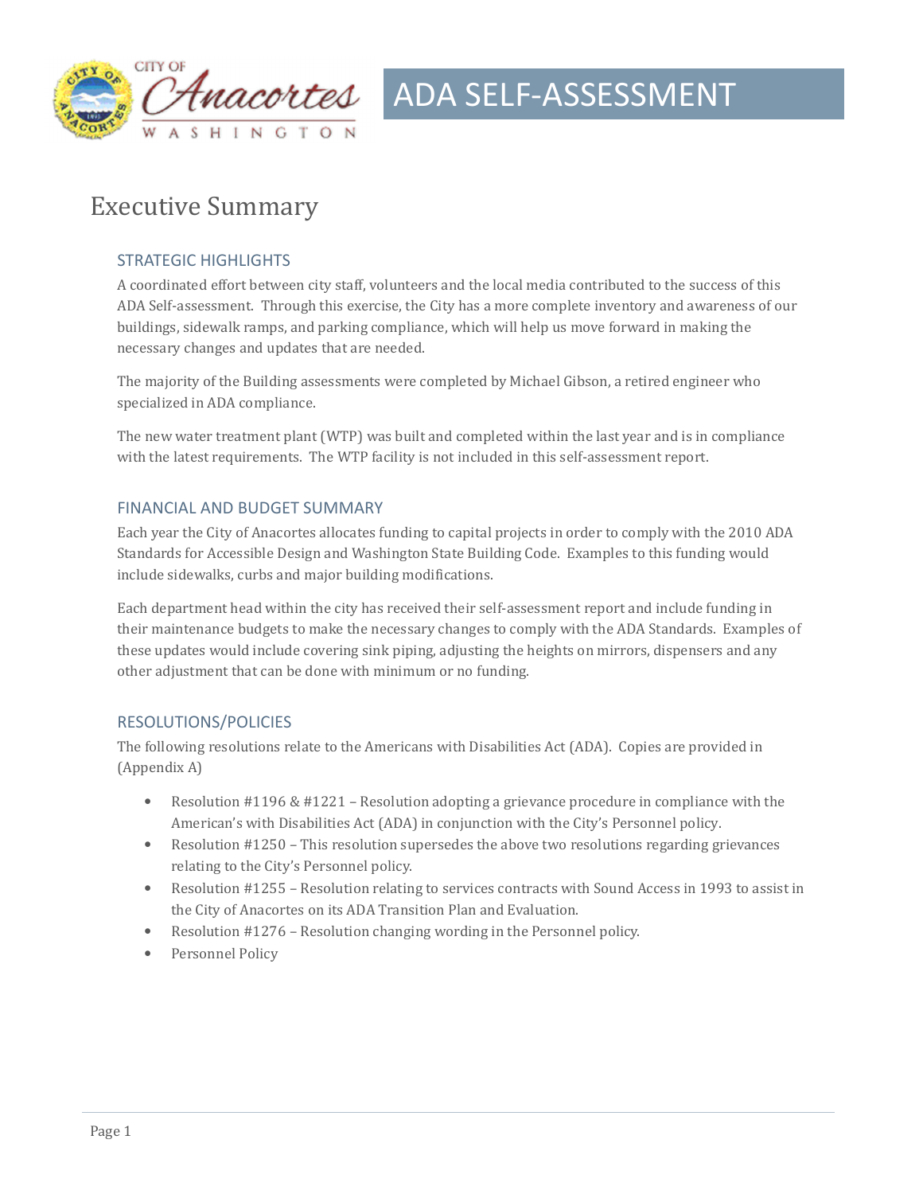# ADA SELF-ASSESSMENT

## Executive Summary

### STRATEGIC HIGHLIGHTS

A coordinated effort between city staff, volunteers and the local media contributed to the success of this ADA Self-assessment. Through this exercise, the City has a more complete inventory and awareness of our buildings, sidewalk ramps, and parking compliance, which will help us move forward in making the necessary changes and updates that are needed.

The majority of the Building assessments were completed by Michael Gibson, a retired engineer who specialized in ADA compliance.

The new water treatment plant (WTP) was built and completed within the last year and is in compliance with the latest requirements. The WTP facility is not included in this self-assessment report.

### FINANCIAL AND BUDGET SUMMARY

Each year the City of Anacortes allocates funding to capital projects in order to comply with the 2010 ADA Standards for Accessible Design and Washington State Building Code. Examples to this funding would include sidewalks, curbs and major building modifications.

Each department head within the city has received their self-assessment report and include funding in their maintenance budgets to make the necessary changes to comply with the ADA Standards. Examples of these updates would include covering sink piping, adjusting the heights on mirrors, dispensers and any other adjustment that can be done with minimum or no funding.

### RESOLUTIONS/POLICIES

The following resolutions relate to the Americans with Disabilities Act (ADA). Copies are provided in (Appendix A)

- Resolution #1196 & #1221 – Resolution adopting a grievance procedure in compliance with the American's with Disabilities Act (ADA) in conjunction with the City's Personnel policy.
- Resolution #1250 – This resolution supersedes the above two resolutions regarding grievances relating to the City's Personnel policy.
- Resolution #1255 – Resolution relating to services contracts with Sound Access in 1993 to assist in the City of Anacortes on its ADA Transition Plan and Evaluation.
- Resolution #1276 – Resolution changing wording in the Personnel policy.
- Personnel Policy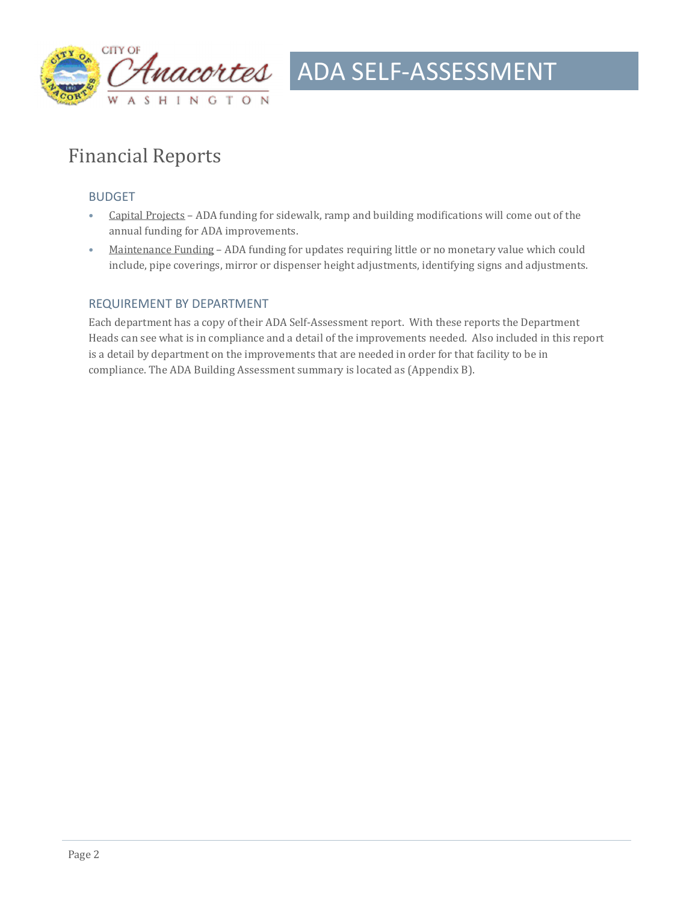# Financial Reports

## BUDGET

- Capital Projects – ADA funding for sidewalk, ramp and building modifications will come out of the annual funding for ADA improvements.
- Maintenance Funding – ADA funding for updates requiring little or no monetary value which could include, pipe coverings, mirror or dispenser height adjustments, identifying signs and adjustments.

## REQUIREMENT BY DEPARTMENT

Each department has a copy of their ADA Self-Assessment report. With these reports the Department Heads can see what is in compliance and a detail of the improvements needed. Also included in this report is a detail by department on the improvements that are needed in order for that facility to be in compliance. The ADA Building Assessment summary is located as (Appendix B).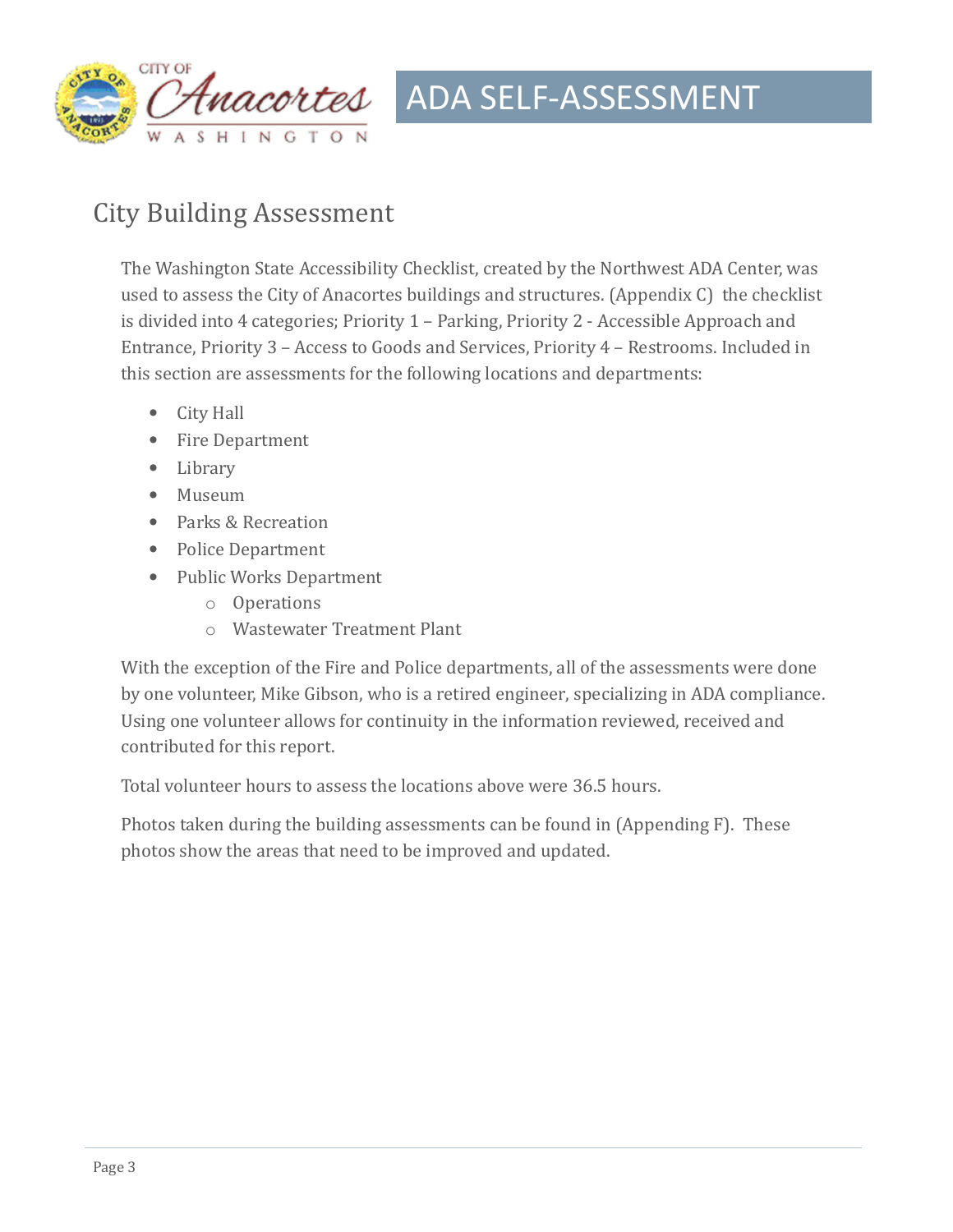## City Building Assessment

The Washington State Accessibility Checklist, created by the Northwest ADA Center, was used to assess the City of Anacortes buildings and structures. (Appendix C) the checklist is divided into 4 categories; Priority 1 – Parking, Priority 2 - Accessible Approach and Entrance, Priority 3 – Access to Goods and Services, Priority 4 – Restrooms. Included in this section are assessments for the following locations and departments:

- City Hall
- Fire Department
- Library
- Museum
- Parks & Recreation
- Police Department
- Public Works Department
  - Operations
  - Wastewater Treatment Plant

With the exception of the Fire and Police departments, all of the assessments were done by one volunteer, Mike Gibson, who is a retired engineer, specializing in ADA compliance. Using one volunteer allows for continuity in the information reviewed, received and contributed for this report.

Total volunteer hours to assess the locations above were 36.5 hours.

Photos taken during the building assessments can be found in (Appending F). These photos show the areas that need to be improved and updated.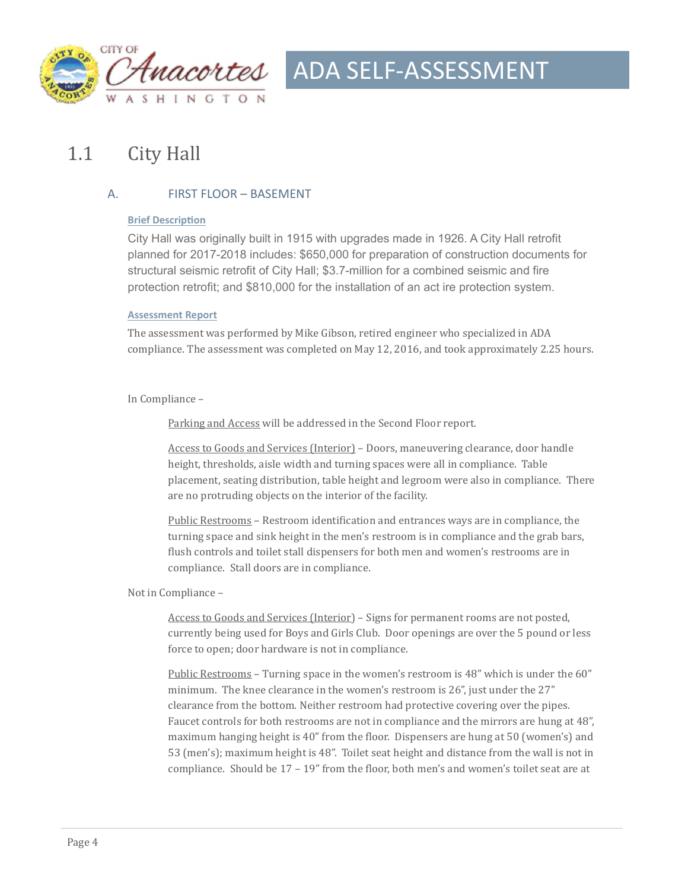## 1.1 City Hall

### A. FIRST FLOOR – BASEMENT

**Brief Description**

City Hall was originally built in 1915 with upgrades made in 1926. A City Hall retrofit planned for 2017-2018 includes: $650,000 for preparation of construction documents for structural seismic retrofit of City Hall; $3.7-million for a combined seismic and fire protection retrofit; and $810,000 for the installation of an act ire protection system.

**Assessment Report**

The assessment was performed by Mike Gibson, retired engineer who specialized in ADA compliance. The assessment was completed on May 12, 2016, and took approximately 2.25 hours.

In Compliance –

Parking and Access will be addressed in the Second Floor report.

Access to Goods and Services (Interior) – Doors, maneuvering clearance, door handle height, thresholds, aisle width and turning spaces were all in compliance. Table placement, seating distribution, table height and legroom were also in compliance. There are no protruding objects on the interior of the facility.

Public Restrooms – Restroom identification and entrances ways are in compliance, the turning space and sink height in the men's restroom is in compliance and the grab bars, flush controls and toilet stall dispensers for both men and women's restrooms are in compliance. Stall doors are in compliance.

Not in Compliance –

Access to Goods and Services (Interior) – Signs for permanent rooms are not posted, currently being used for Boys and Girls Club. Door openings are over the 5 pound or less force to open; door hardware is not in compliance.

Public Restrooms – Turning space in the women's restroom is 48" which is under the 60" minimum. The knee clearance in the women's restroom is 26", just under the 27" clearance from the bottom. Neither restroom had protective covering over the pipes. Faucet controls for both restrooms are not in compliance and the mirrors are hung at 48", maximum hanging height is 40" from the floor. Dispensers are hung at 50 (women's) and 53 (men's); maximum height is 48". Toilet seat height and distance from the wall is not in compliance. Should be 17 – 19" from the floor, both men's and women's toilet seat are at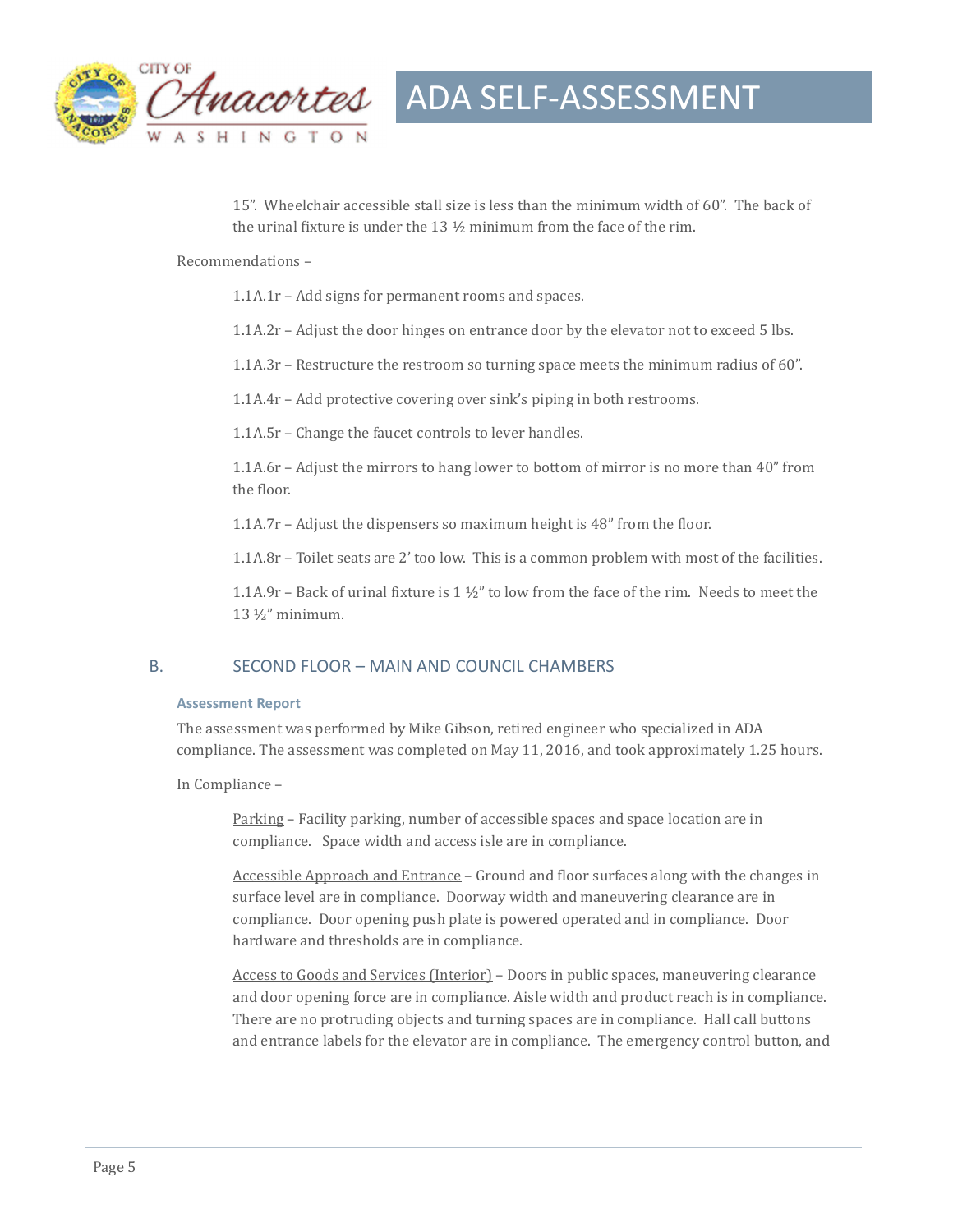15". Wheelchair accessible stall size is less than the minimum width of 60". The back of the urinal fixture is under the 13 ½ minimum from the face of the rim.

Recommendations –

1.1A.1r – Add signs for permanent rooms and spaces.

1.1A.2r – Adjust the door hinges on entrance door by the elevator not to exceed 5 lbs.

1.1A.3r – Restructure the restroom so turning space meets the minimum radius of 60".

1.1A.4r – Add protective covering over sink's piping in both restrooms.

1.1A.5r – Change the faucet controls to lever handles.

1.1A.6r – Adjust the mirrors to hang lower to bottom of mirror is no more than 40" from the floor.

1.1A.7r – Adjust the dispensers so maximum height is 48" from the floor.

1.1A.8r – Toilet seats are 2' too low. This is a common problem with most of the facilities.

1.1A.9r – Back of urinal fixture is 1 ½" to low from the face of the rim. Needs to meet the 13 ½" minimum.

## B. SECOND FLOOR – MAIN AND COUNCIL CHAMBERS

### Assessment Report

The assessment was performed by Mike Gibson, retired engineer who specialized in ADA compliance. The assessment was completed on May 11, 2016, and took approximately 1.25 hours.

In Compliance –

Parking – Facility parking, number of accessible spaces and space location are in compliance. Space width and access isle are in compliance.

Accessible Approach and Entrance – Ground and floor surfaces along with the changes in surface level are in compliance. Doorway width and maneuvering clearance are in compliance. Door opening push plate is powered operated and in compliance. Door hardware and thresholds are in compliance.

Access to Goods and Services (Interior) – Doors in public spaces, maneuvering clearance and door opening force are in compliance. Aisle width and product reach is in compliance. There are no protruding objects and turning spaces are in compliance. Hall call buttons and entrance labels for the elevator are in compliance. The emergency control button, and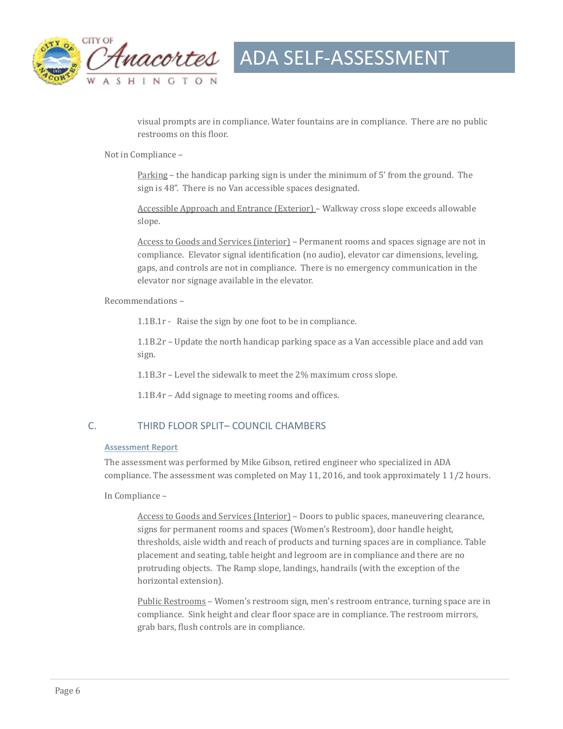visual prompts are in compliance. Water fountains are in compliance. There are no public restrooms on this floor.

Not in Compliance –

Parking – the handicap parking sign is under the minimum of 5' from the ground. The sign is 48". There is no Van accessible spaces designated.

Accessible Approach and Entrance (Exterior) – Walkway cross slope exceeds allowable slope.

Access to Goods and Services (interior) – Permanent rooms and spaces signage are not in compliance. Elevator signal identification (no audio), elevator car dimensions, leveling, gaps, and controls are not in compliance. There is no emergency communication in the elevator nor signage available in the elevator.

Recommendations –

1.1B.1r - Raise the sign by one foot to be in compliance.

1.1B.2r – Update the north handicap parking space as a Van accessible place and add van sign.

1.1B.3r – Level the sidewalk to meet the 2% maximum cross slope.

1.1B.4r – Add signage to meeting rooms and offices.

## C. THIRD FLOOR SPLIT– COUNCIL CHAMBERS

### Assessment Report

The assessment was performed by Mike Gibson, retired engineer who specialized in ADA compliance. The assessment was completed on May 11, 2016, and took approximately 1 1/2 hours.

In Compliance –

Access to Goods and Services (Interior) – Doors to public spaces, maneuvering clearance, signs for permanent rooms and spaces (Women's Restroom), door handle height, thresholds, aisle width and reach of products and turning spaces are in compliance. Table placement and seating, table height and legroom are in compliance and there are no protruding objects. The Ramp slope, landings, handrails (with the exception of the horizontal extension).

Public Restrooms – Women's restroom sign, men's restroom entrance, turning space are in compliance. Sink height and clear floor space are in compliance. The restroom mirrors, grab bars, flush controls are in compliance.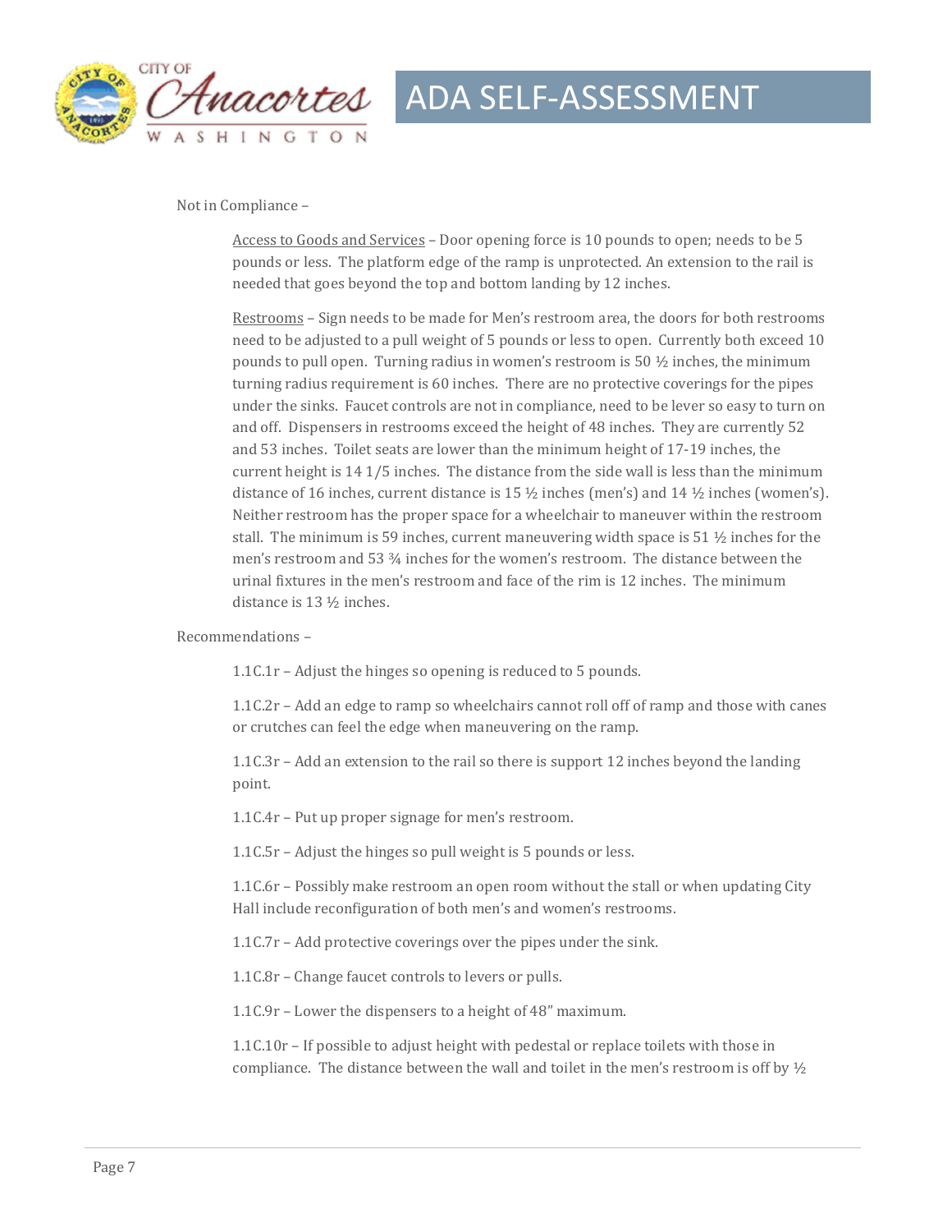Not in Compliance –

<u>Access to Goods and Services</u> – Door opening force is 10 pounds to open; needs to be 5 pounds or less. The platform edge of the ramp is unprotected. An extension to the rail is needed that goes beyond the top and bottom landing by 12 inches.

<u>Restrooms</u> – Sign needs to be made for Men's restroom area, the doors for both restrooms need to be adjusted to a pull weight of 5 pounds or less to open. Currently both exceed 10 pounds to pull open. Turning radius in women's restroom is 50 ½ inches, the minimum turning radius requirement is 60 inches. There are no protective coverings for the pipes under the sinks. Faucet controls are not in compliance, need to be lever so easy to turn on and off. Dispensers in restrooms exceed the height of 48 inches. They are currently 52 and 53 inches. Toilet seats are lower than the minimum height of 17-19 inches, the current height is 14 1/5 inches. The distance from the side wall is less than the minimum distance of 16 inches, current distance is 15 ½ inches (men's) and 14 ½ inches (women's). Neither restroom has the proper space for a wheelchair to maneuver within the restroom stall. The minimum is 59 inches, current maneuvering width space is 51 ½ inches for the men's restroom and 53 ¾ inches for the women's restroom. The distance between the urinal fixtures in the men's restroom and face of the rim is 12 inches. The minimum distance is 13 ½ inches.

Recommendations –

1.1C.1r – Adjust the hinges so opening is reduced to 5 pounds.

1.1C.2r – Add an edge to ramp so wheelchairs cannot roll off of ramp and those with canes or crutches can feel the edge when maneuvering on the ramp.

1.1C.3r – Add an extension to the rail so there is support 12 inches beyond the landing point.

1.1C.4r – Put up proper signage for men's restroom.

1.1C.5r – Adjust the hinges so pull weight is 5 pounds or less.

1.1C.6r – Possibly make restroom an open room without the stall or when updating City Hall include reconfiguration of both men's and women's restrooms.

1.1C.7r – Add protective coverings over the pipes under the sink.

1.1C.8r – Change faucet controls to levers or pulls.

1.1C.9r – Lower the dispensers to a height of 48" maximum.

1.1C.10r – If possible to adjust height with pedestal or replace toilets with those in compliance. The distance between the wall and toilet in the men's restroom is off by ½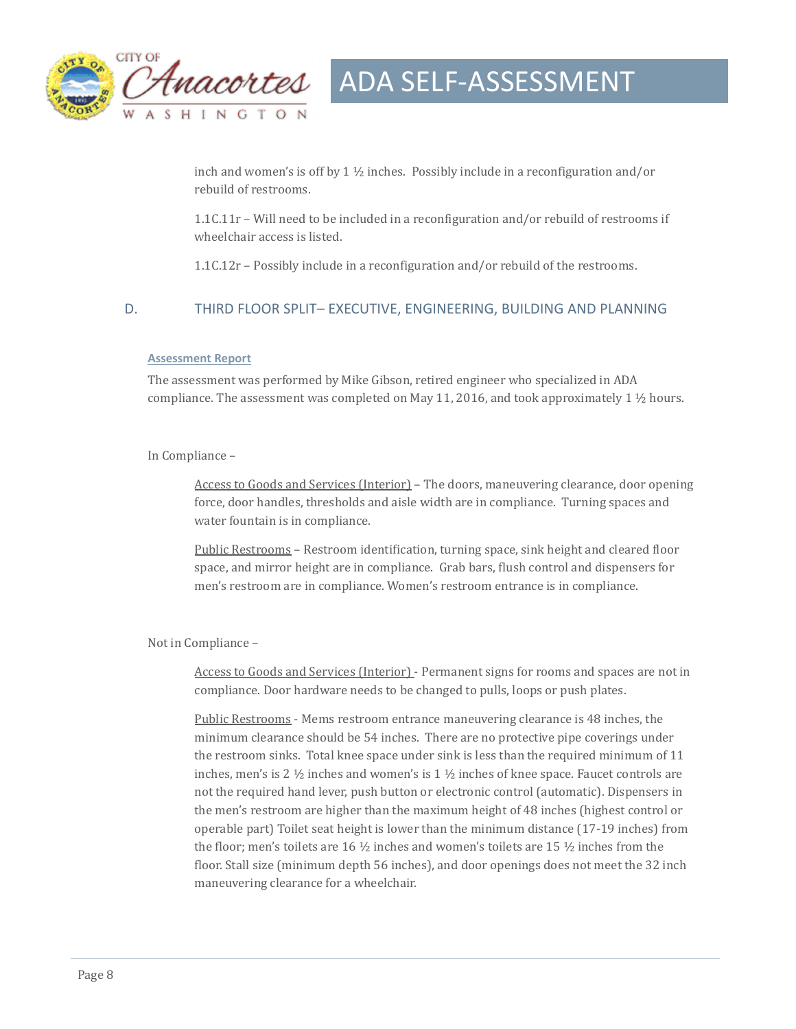inch and women's is off by 1 ½ inches. Possibly include in a reconfiguration and/or rebuild of restrooms.

1.1C.11r – Will need to be included in a reconfiguration and/or rebuild of restrooms if wheelchair access is listed.

1.1C.12r – Possibly include in a reconfiguration and/or rebuild of the restrooms.

## D. THIRD FLOOR SPLIT– EXECUTIVE, ENGINEERING, BUILDING AND PLANNING

### Assessment Report

The assessment was performed by Mike Gibson, retired engineer who specialized in ADA compliance. The assessment was completed on May 11, 2016, and took approximately 1 ½ hours.

In Compliance –

Access to Goods and Services (Interior) – The doors, maneuvering clearance, door opening force, door handles, thresholds and aisle width are in compliance. Turning spaces and water fountain is in compliance.

Public Restrooms – Restroom identification, turning space, sink height and cleared floor space, and mirror height are in compliance. Grab bars, flush control and dispensers for men's restroom are in compliance. Women's restroom entrance is in compliance.

Not in Compliance –

Access to Goods and Services (Interior) - Permanent signs for rooms and spaces are not in compliance. Door hardware needs to be changed to pulls, loops or push plates.

Public Restrooms - Mems restroom entrance maneuvering clearance is 48 inches, the minimum clearance should be 54 inches. There are no protective pipe coverings under the restroom sinks. Total knee space under sink is less than the required minimum of 11 inches, men's is 2 ½ inches and women's is 1 ½ inches of knee space. Faucet controls are not the required hand lever, push button or electronic control (automatic). Dispensers in the men's restroom are higher than the maximum height of 48 inches (highest control or operable part) Toilet seat height is lower than the minimum distance (17-19 inches) from the floor; men's toilets are 16 ½ inches and women's toilets are 15 ½ inches from the floor. Stall size (minimum depth 56 inches), and door openings does not meet the 32 inch maneuvering clearance for a wheelchair.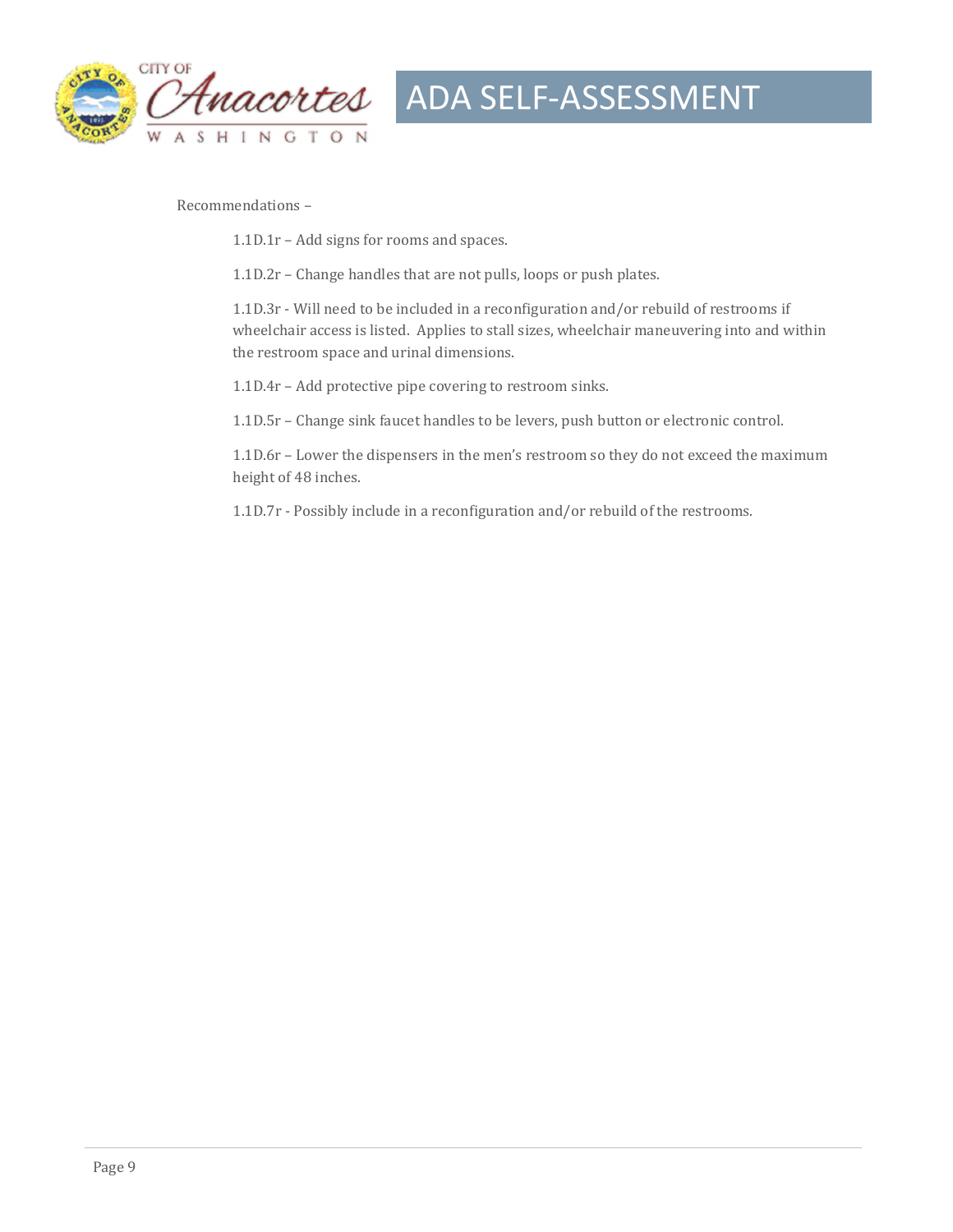Recommendations –

1.1D.1r – Add signs for rooms and spaces.

1.1D.2r – Change handles that are not pulls, loops or push plates.

1.1D.3r - Will need to be included in a reconfiguration and/or rebuild of restrooms if wheelchair access is listed. Applies to stall sizes, wheelchair maneuvering into and within the restroom space and urinal dimensions.

1.1D.4r – Add protective pipe covering to restroom sinks.

1.1D.5r – Change sink faucet handles to be levers, push button or electronic control.

1.1D.6r – Lower the dispensers in the men's restroom so they do not exceed the maximum height of 48 inches.

1.1D.7r - Possibly include in a reconfiguration and/or rebuild of the restrooms.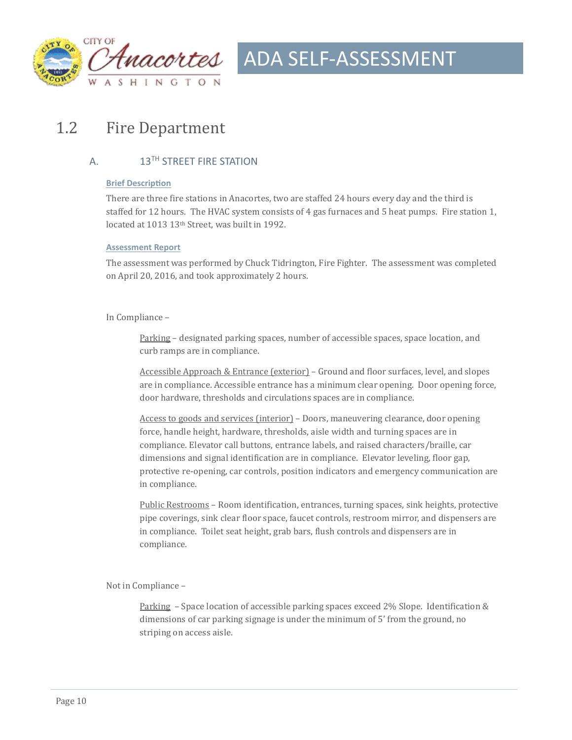## 1.2 Fire Department

### A. 13TH STREET FIRE STATION

**Brief Description**

There are three fire stations in Anacortes, two are staffed 24 hours every day and the third is staffed for 12 hours. The HVAC system consists of 4 gas furnaces and 5 heat pumps. Fire station 1, located at 1013 13th Street, was built in 1992.

**Assessment Report**

The assessment was performed by Chuck Tidrington, Fire Fighter. The assessment was completed on April 20, 2016, and took approximately 2 hours.

In Compliance –

Parking – designated parking spaces, number of accessible spaces, space location, and curb ramps are in compliance.

Accessible Approach & Entrance (exterior) – Ground and floor surfaces, level, and slopes are in compliance. Accessible entrance has a minimum clear opening. Door opening force, door hardware, thresholds and circulations spaces are in compliance.

Access to goods and services (interior) – Doors, maneuvering clearance, door opening force, handle height, hardware, thresholds, aisle width and turning spaces are in compliance. Elevator call buttons, entrance labels, and raised characters/braille, car dimensions and signal identification are in compliance. Elevator leveling, floor gap, protective re-opening, car controls, position indicators and emergency communication are in compliance.

Public Restrooms – Room identification, entrances, turning spaces, sink heights, protective pipe coverings, sink clear floor space, faucet controls, restroom mirror, and dispensers are in compliance. Toilet seat height, grab bars, flush controls and dispensers are in compliance.

Not in Compliance –

Parking – Space location of accessible parking spaces exceed 2% Slope. Identification & dimensions of car parking signage is under the minimum of 5' from the ground, no striping on access aisle.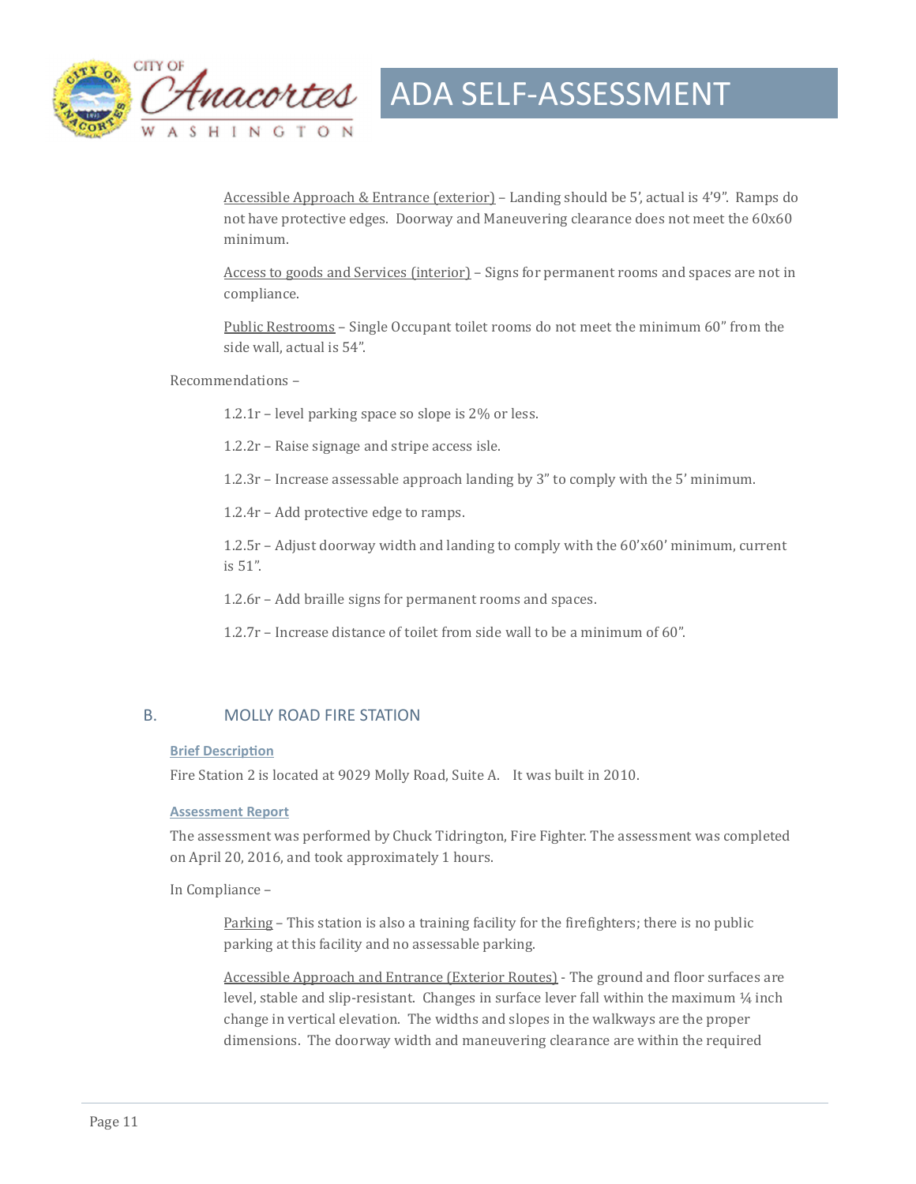Accessible Approach & Entrance (exterior) – Landing should be 5', actual is 4'9". Ramps do not have protective edges. Doorway and Maneuvering clearance does not meet the 60x60 minimum.

Access to goods and Services (interior) – Signs for permanent rooms and spaces are not in compliance.

Public Restrooms – Single Occupant toilet rooms do not meet the minimum 60" from the side wall, actual is 54".

Recommendations –

1.2.1r – level parking space so slope is 2% or less.

1.2.2r – Raise signage and stripe access isle.

1.2.3r – Increase assessable approach landing by 3" to comply with the 5' minimum.

1.2.4r – Add protective edge to ramps.

1.2.5r – Adjust doorway width and landing to comply with the 60'x60' minimum, current is 51".

1.2.6r – Add braille signs for permanent rooms and spaces.

1.2.7r – Increase distance of toilet from side wall to be a minimum of 60".

## B. MOLLY ROAD FIRE STATION

### Brief Description

Fire Station 2 is located at 9029 Molly Road, Suite A. It was built in 2010.

### Assessment Report

The assessment was performed by Chuck Tidrington, Fire Fighter. The assessment was completed on April 20, 2016, and took approximately 1 hours.

In Compliance –

Parking – This station is also a training facility for the firefighters; there is no public parking at this facility and no assessable parking.

Accessible Approach and Entrance (Exterior Routes) - The ground and floor surfaces are level, stable and slip-resistant. Changes in surface lever fall within the maximum ¼ inch change in vertical elevation. The widths and slopes in the walkways are the proper dimensions. The doorway width and maneuvering clearance are within the required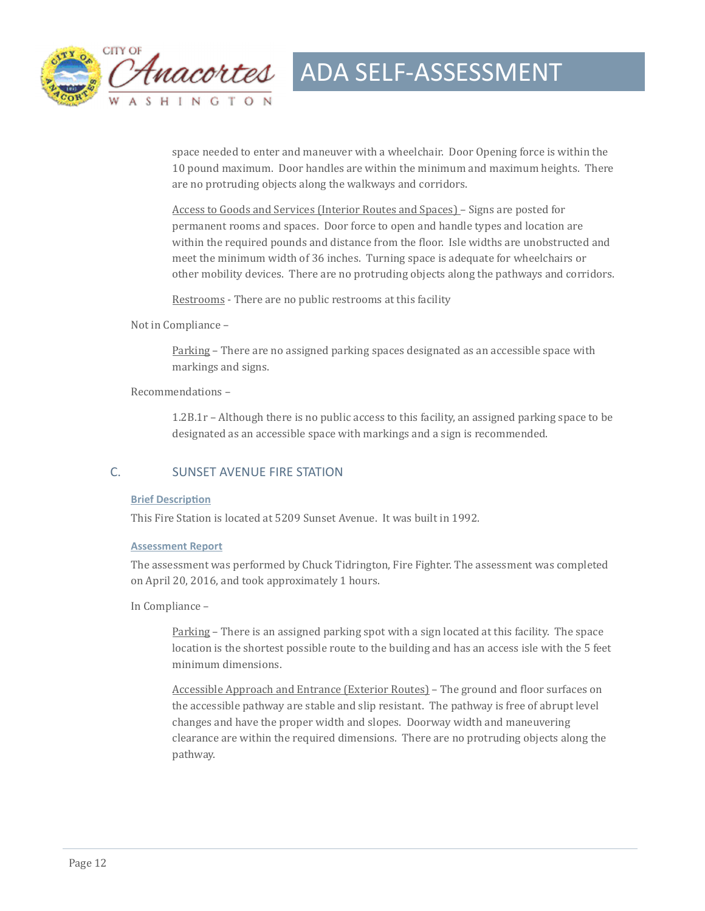space needed to enter and maneuver with a wheelchair. Door Opening force is within the 10 pound maximum. Door handles are within the minimum and maximum heights. There are no protruding objects along the walkways and corridors.

Access to Goods and Services (Interior Routes and Spaces) – Signs are posted for permanent rooms and spaces. Door force to open and handle types and location are within the required pounds and distance from the floor. Isle widths are unobstructed and meet the minimum width of 36 inches. Turning space is adequate for wheelchairs or other mobility devices. There are no protruding objects along the pathways and corridors.

Restrooms - There are no public restrooms at this facility

Not in Compliance –

Parking – There are no assigned parking spaces designated as an accessible space with markings and signs.

Recommendations –

1.2B.1r – Although there is no public access to this facility, an assigned parking space to be designated as an accessible space with markings and a sign is recommended.

## C. SUNSET AVENUE FIRE STATION

### Brief Description

This Fire Station is located at 5209 Sunset Avenue. It was built in 1992.

### Assessment Report

The assessment was performed by Chuck Tidrington, Fire Fighter. The assessment was completed on April 20, 2016, and took approximately 1 hours.

In Compliance –

Parking – There is an assigned parking spot with a sign located at this facility. The space location is the shortest possible route to the building and has an access isle with the 5 feet minimum dimensions.

Accessible Approach and Entrance (Exterior Routes) – The ground and floor surfaces on the accessible pathway are stable and slip resistant. The pathway is free of abrupt level changes and have the proper width and slopes. Doorway width and maneuvering clearance are within the required dimensions. There are no protruding objects along the pathway.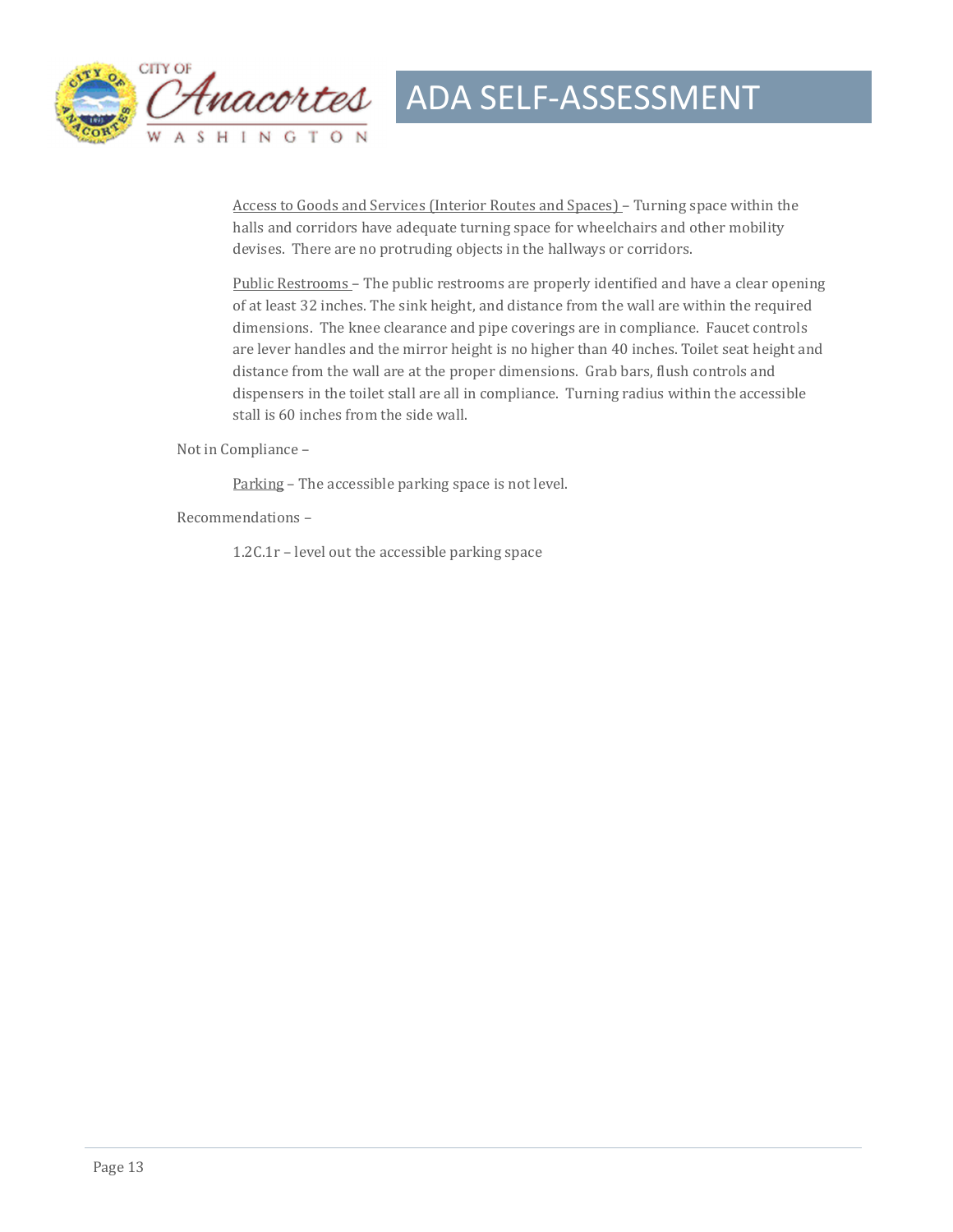<u>Access to Goods and Services (Interior Routes and Spaces)</u> – Turning space within the halls and corridors have adequate turning space for wheelchairs and other mobility devises. There are no protruding objects in the hallways or corridors.

<u>Public Restrooms</u> – The public restrooms are properly identified and have a clear opening of at least 32 inches. The sink height, and distance from the wall are within the required dimensions. The knee clearance and pipe coverings are in compliance. Faucet controls are lever handles and the mirror height is no higher than 40 inches. Toilet seat height and distance from the wall are at the proper dimensions. Grab bars, flush controls and dispensers in the toilet stall are all in compliance. Turning radius within the accessible stall is 60 inches from the side wall.

Not in Compliance –

<u>Parking</u> – The accessible parking space is not level.

Recommendations –

1.2C.1r – level out the accessible parking space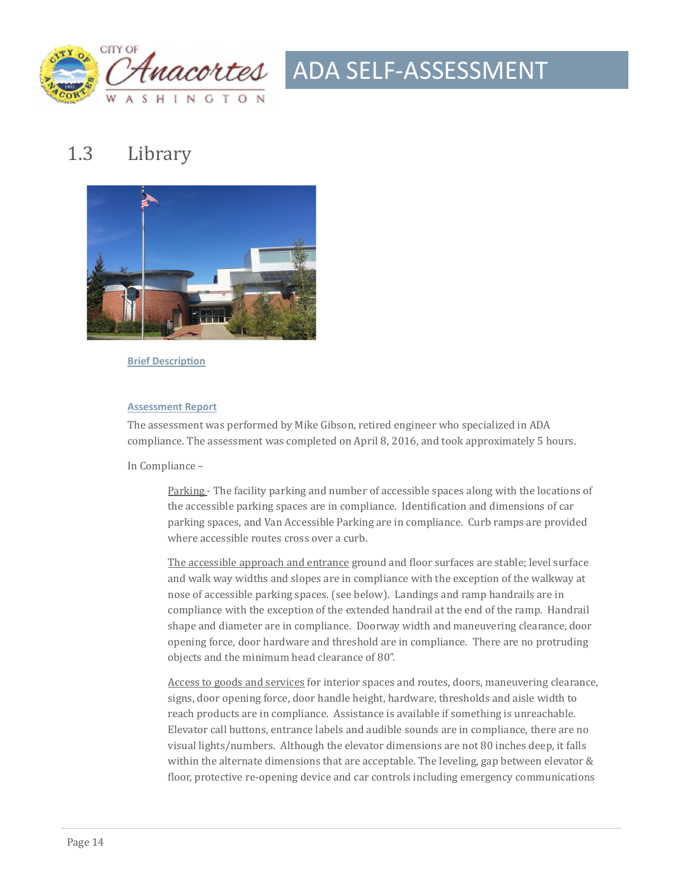## 1.3 Library

**Brief Description**

**Assessment Report**

The assessment was performed by Mike Gibson, retired engineer who specialized in ADA compliance. The assessment was completed on April 8, 2016, and took approximately 5 hours.

In Compliance –

> Parking - The facility parking and number of accessible spaces along with the locations of the accessible parking spaces are in compliance. Identification and dimensions of car parking spaces, and Van Accessible Parking are in compliance. Curb ramps are provided where accessible routes cross over a curb.
>
> The accessible approach and entrance ground and floor surfaces are stable; level surface and walk way widths and slopes are in compliance with the exception of the walkway at nose of accessible parking spaces. (see below). Landings and ramp handrails are in compliance with the exception of the extended handrail at the end of the ramp. Handrail shape and diameter are in compliance. Doorway width and maneuvering clearance, door opening force, door hardware and threshold are in compliance. There are no protruding objects and the minimum head clearance of 80".
>
> Access to goods and services for interior spaces and routes, doors, maneuvering clearance, signs, door opening force, door handle height, hardware, thresholds and aisle width to reach products are in compliance. Assistance is available if something is unreachable. Elevator call buttons, entrance labels and audible sounds are in compliance, there are no visual lights/numbers. Although the elevator dimensions are not 80 inches deep, it falls within the alternate dimensions that are acceptable. The leveling, gap between elevator & floor, protective re-opening device and car controls including emergency communications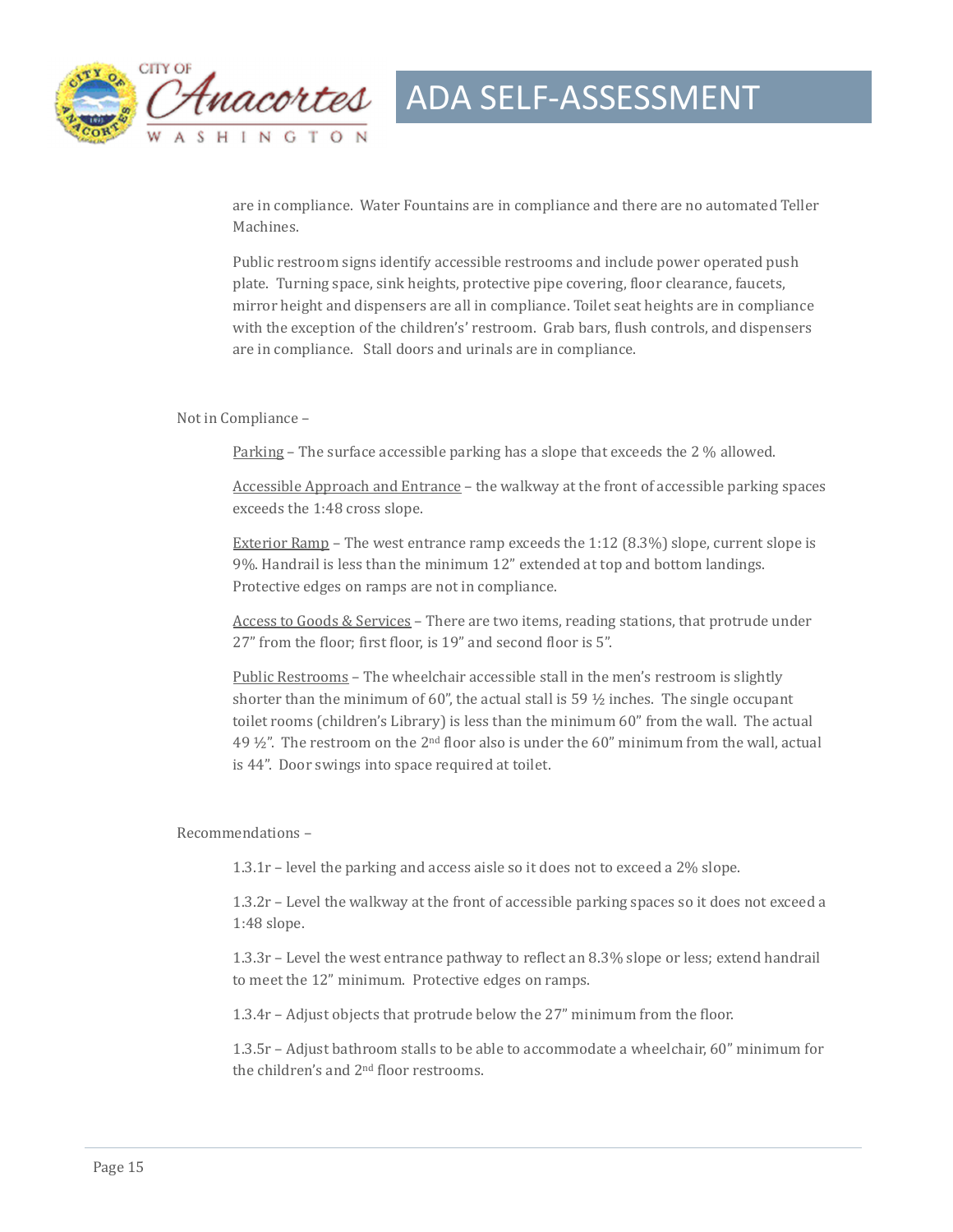are in compliance. Water Fountains are in compliance and there are no automated Teller Machines.

Public restroom signs identify accessible restrooms and include power operated push plate. Turning space, sink heights, protective pipe covering, floor clearance, faucets, mirror height and dispensers are all in compliance. Toilet seat heights are in compliance with the exception of the children's' restroom. Grab bars, flush controls, and dispensers are in compliance. Stall doors and urinals are in compliance.

Not in Compliance –

Parking – The surface accessible parking has a slope that exceeds the 2 % allowed.

Accessible Approach and Entrance – the walkway at the front of accessible parking spaces exceeds the 1:48 cross slope.

Exterior Ramp – The west entrance ramp exceeds the 1:12 (8.3%) slope, current slope is 9%. Handrail is less than the minimum 12" extended at top and bottom landings. Protective edges on ramps are not in compliance.

Access to Goods & Services – There are two items, reading stations, that protrude under 27" from the floor; first floor, is 19" and second floor is 5".

Public Restrooms – The wheelchair accessible stall in the men's restroom is slightly shorter than the minimum of 60", the actual stall is 59 ½ inches. The single occupant toilet rooms (children's Library) is less than the minimum 60" from the wall. The actual 49 ½". The restroom on the 2nd floor also is under the 60" minimum from the wall, actual is 44". Door swings into space required at toilet.

Recommendations –

1.3.1r – level the parking and access aisle so it does not to exceed a 2% slope.

1.3.2r – Level the walkway at the front of accessible parking spaces so it does not exceed a 1:48 slope.

1.3.3r – Level the west entrance pathway to reflect an 8.3% slope or less; extend handrail to meet the 12" minimum. Protective edges on ramps.

1.3.4r – Adjust objects that protrude below the 27" minimum from the floor.

1.3.5r – Adjust bathroom stalls to be able to accommodate a wheelchair, 60" minimum for the children's and 2nd floor restrooms.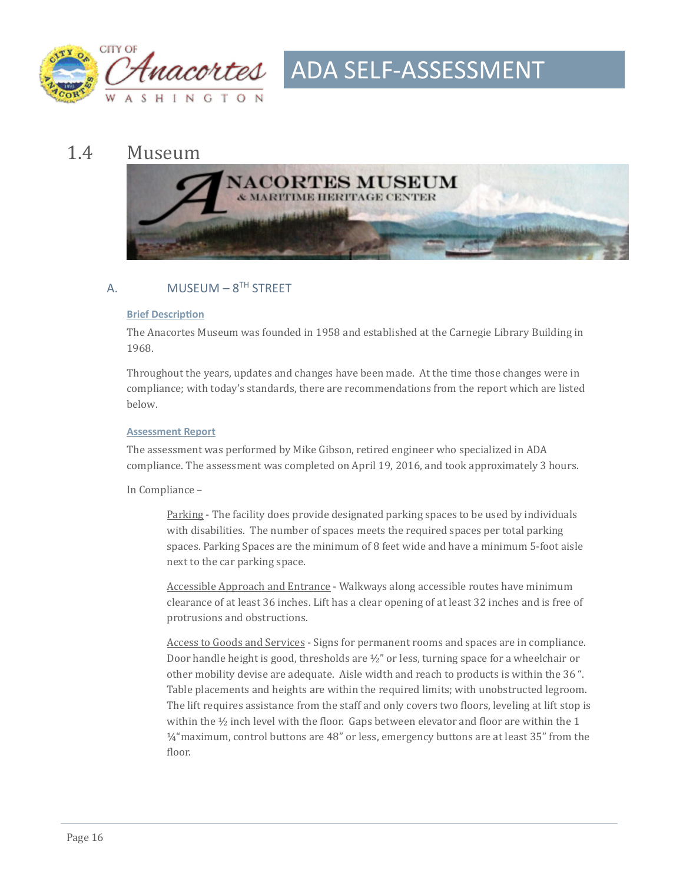## 1.4 Museum

### A. MUSEUM – 8TH STREET

**Brief Description**

The Anacortes Museum was founded in 1958 and established at the Carnegie Library Building in 1968.

Throughout the years, updates and changes have been made. At the time those changes were in compliance; with today's standards, there are recommendations from the report which are listed below.

**Assessment Report**

The assessment was performed by Mike Gibson, retired engineer who specialized in ADA compliance. The assessment was completed on April 19, 2016, and took approximately 3 hours.

In Compliance –

Parking - The facility does provide designated parking spaces to be used by individuals with disabilities. The number of spaces meets the required spaces per total parking spaces. Parking Spaces are the minimum of 8 feet wide and have a minimum 5-foot aisle next to the car parking space.

Accessible Approach and Entrance - Walkways along accessible routes have minimum clearance of at least 36 inches. Lift has a clear opening of at least 32 inches and is free of protrusions and obstructions.

Access to Goods and Services - Signs for permanent rooms and spaces are in compliance. Door handle height is good, thresholds are ½" or less, turning space for a wheelchair or other mobility devise are adequate. Aisle width and reach to products is within the 36 ". Table placements and heights are within the required limits; with unobstructed legroom. The lift requires assistance from the staff and only covers two floors, leveling at lift stop is within the ½ inch level with the floor. Gaps between elevator and floor are within the 1 ¼"maximum, control buttons are 48" or less, emergency buttons are at least 35" from the floor.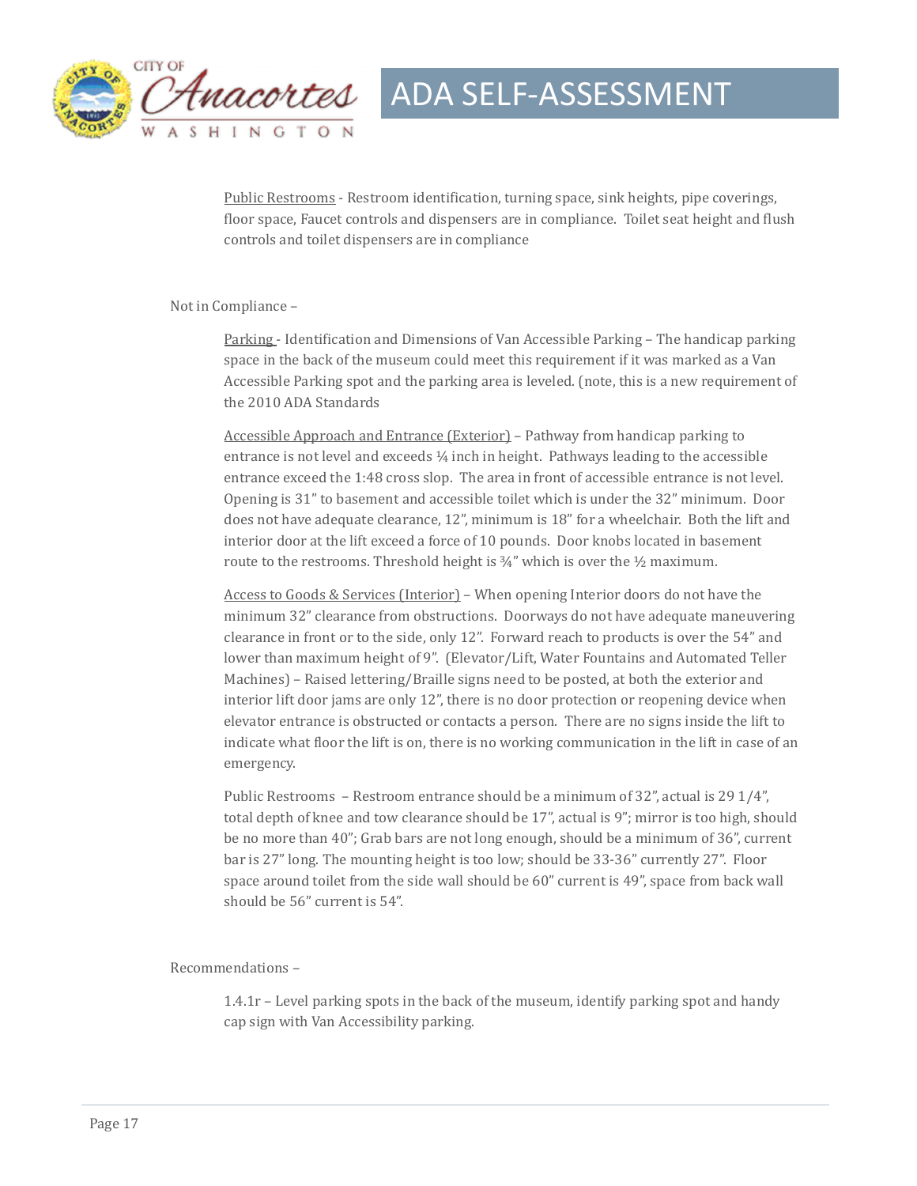Public Restrooms - Restroom identification, turning space, sink heights, pipe coverings, floor space, Faucet controls and dispensers are in compliance. Toilet seat height and flush controls and toilet dispensers are in compliance

Not in Compliance –

Parking - Identification and Dimensions of Van Accessible Parking – The handicap parking space in the back of the museum could meet this requirement if it was marked as a Van Accessible Parking spot and the parking area is leveled. (note, this is a new requirement of the 2010 ADA Standards

Accessible Approach and Entrance (Exterior) – Pathway from handicap parking to entrance is not level and exceeds ¼ inch in height. Pathways leading to the accessible entrance exceed the 1:48 cross slop. The area in front of accessible entrance is not level. Opening is 31" to basement and accessible toilet which is under the 32" minimum. Door does not have adequate clearance, 12", minimum is 18" for a wheelchair. Both the lift and interior door at the lift exceed a force of 10 pounds. Door knobs located in basement route to the restrooms. Threshold height is ¾" which is over the ½ maximum.

Access to Goods & Services (Interior) – When opening Interior doors do not have the minimum 32" clearance from obstructions. Doorways do not have adequate maneuvering clearance in front or to the side, only 12". Forward reach to products is over the 54" and lower than maximum height of 9". (Elevator/Lift, Water Fountains and Automated Teller Machines) – Raised lettering/Braille signs need to be posted, at both the exterior and interior lift door jams are only 12", there is no door protection or reopening device when elevator entrance is obstructed or contacts a person. There are no signs inside the lift to indicate what floor the lift is on, there is no working communication in the lift in case of an emergency.

Public Restrooms – Restroom entrance should be a minimum of 32", actual is 29 1/4", total depth of knee and tow clearance should be 17", actual is 9"; mirror is too high, should be no more than 40"; Grab bars are not long enough, should be a minimum of 36", current bar is 27" long. The mounting height is too low; should be 33-36" currently 27". Floor space around toilet from the side wall should be 60" current is 49", space from back wall should be 56" current is 54".

Recommendations –

1.4.1r – Level parking spots in the back of the museum, identify parking spot and handy cap sign with Van Accessibility parking.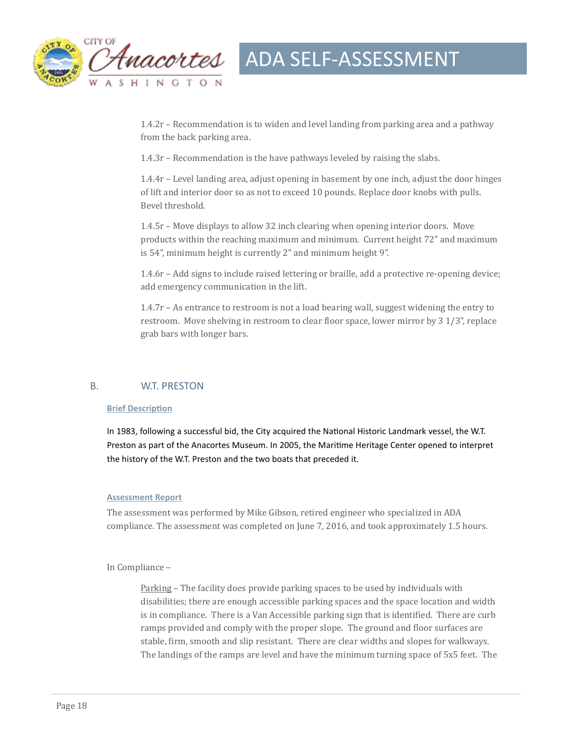1.4.2r – Recommendation is to widen and level landing from parking area and a pathway from the back parking area.

1.4.3r – Recommendation is the have pathways leveled by raising the slabs.

1.4.4r – Level landing area, adjust opening in basement by one inch, adjust the door hinges of lift and interior door so as not to exceed 10 pounds. Replace door knobs with pulls. Bevel threshold.

1.4.5r – Move displays to allow 32 inch clearing when opening interior doors. Move products within the reaching maximum and minimum. Current height 72" and maximum is 54", minimum height is currently 2" and minimum height 9".

1.4.6r – Add signs to include raised lettering or braille, add a protective re-opening device; add emergency communication in the lift.

1.4.7r – As entrance to restroom is not a load bearing wall, suggest widening the entry to restroom. Move shelving in restroom to clear floor space, lower mirror by 3 1/3", replace grab bars with longer bars.

## B. W.T. PRESTON

### Brief Description

In 1983, following a successful bid, the City acquired the National Historic Landmark vessel, the W.T. Preston as part of the Anacortes Museum. In 2005, the Maritime Heritage Center opened to interpret the history of the W.T. Preston and the two boats that preceded it.

### Assessment Report

The assessment was performed by Mike Gibson, retired engineer who specialized in ADA compliance. The assessment was completed on June 7, 2016, and took approximately 1.5 hours.

In Compliance –

Parking – The facility does provide parking spaces to be used by individuals with disabilities; there are enough accessible parking spaces and the space location and width is in compliance. There is a Van Accessible parking sign that is identified. There are curb ramps provided and comply with the proper slope. The ground and floor surfaces are stable, firm, smooth and slip resistant. There are clear widths and slopes for walkways. The landings of the ramps are level and have the minimum turning space of 5x5 feet. The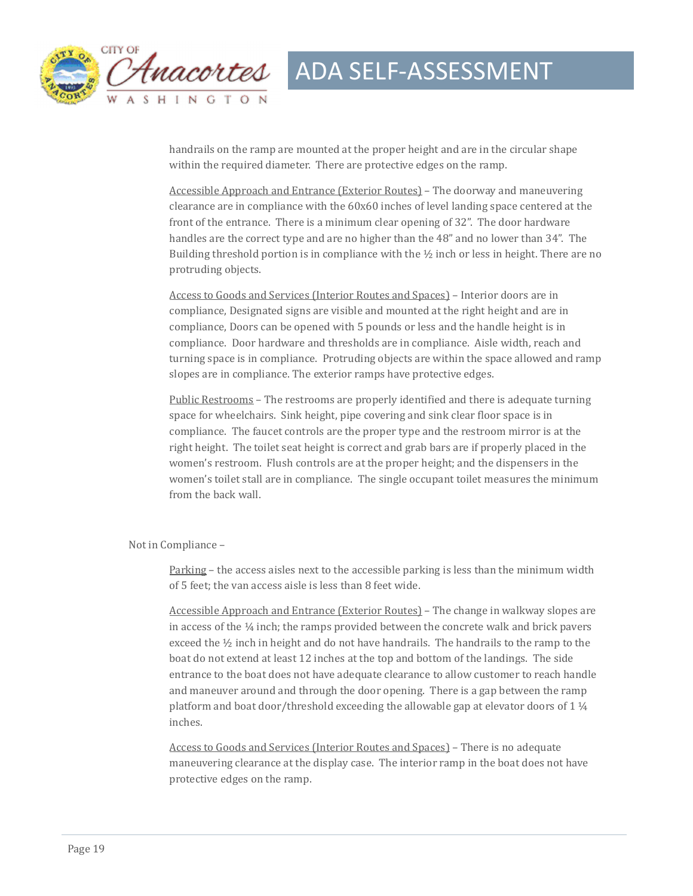handrails on the ramp are mounted at the proper height and are in the circular shape within the required diameter. There are protective edges on the ramp.

Accessible Approach and Entrance (Exterior Routes) – The doorway and maneuvering clearance are in compliance with the 60x60 inches of level landing space centered at the front of the entrance. There is a minimum clear opening of 32". The door hardware handles are the correct type and are no higher than the 48" and no lower than 34". The Building threshold portion is in compliance with the ½ inch or less in height. There are no protruding objects.

Access to Goods and Services (Interior Routes and Spaces) – Interior doors are in compliance, Designated signs are visible and mounted at the right height and are in compliance, Doors can be opened with 5 pounds or less and the handle height is in compliance. Door hardware and thresholds are in compliance. Aisle width, reach and turning space is in compliance. Protruding objects are within the space allowed and ramp slopes are in compliance. The exterior ramps have protective edges.

Public Restrooms – The restrooms are properly identified and there is adequate turning space for wheelchairs. Sink height, pipe covering and sink clear floor space is in compliance. The faucet controls are the proper type and the restroom mirror is at the right height. The toilet seat height is correct and grab bars are if properly placed in the women's restroom. Flush controls are at the proper height; and the dispensers in the women's toilet stall are in compliance. The single occupant toilet measures the minimum from the back wall.

Not in Compliance –

Parking – the access aisles next to the accessible parking is less than the minimum width of 5 feet; the van access aisle is less than 8 feet wide.

Accessible Approach and Entrance (Exterior Routes) – The change in walkway slopes are in access of the ¼ inch; the ramps provided between the concrete walk and brick pavers exceed the ½ inch in height and do not have handrails. The handrails to the ramp to the boat do not extend at least 12 inches at the top and bottom of the landings. The side entrance to the boat does not have adequate clearance to allow customer to reach handle and maneuver around and through the door opening. There is a gap between the ramp platform and boat door/threshold exceeding the allowable gap at elevator doors of 1 ¼ inches.

Access to Goods and Services (Interior Routes and Spaces) – There is no adequate maneuvering clearance at the display case. The interior ramp in the boat does not have protective edges on the ramp.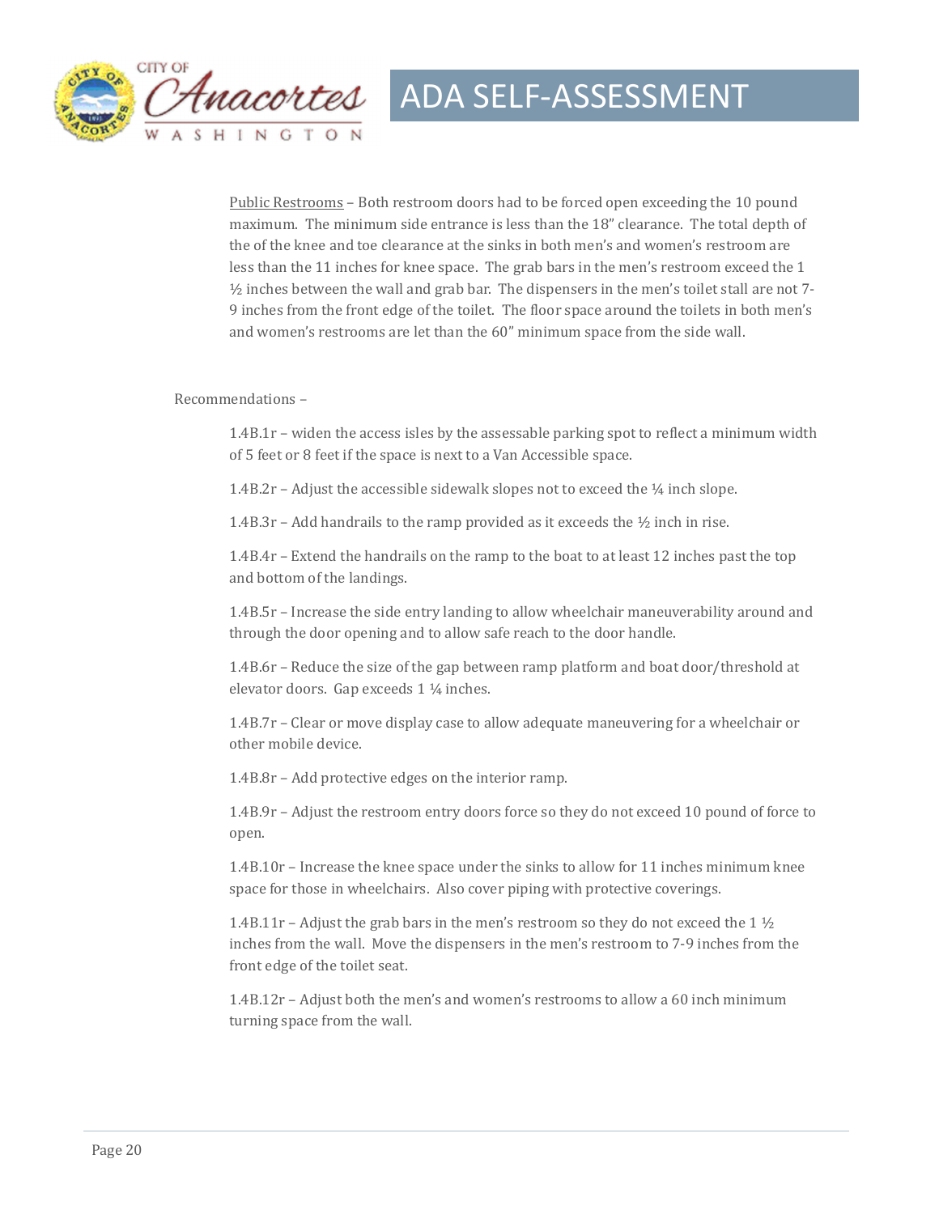Public Restrooms – Both restroom doors had to be forced open exceeding the 10 pound maximum. The minimum side entrance is less than the 18" clearance. The total depth of the of the knee and toe clearance at the sinks in both men's and women's restroom are less than the 11 inches for knee space. The grab bars in the men's restroom exceed the 1 ½ inches between the wall and grab bar. The dispensers in the men's toilet stall are not 7-9 inches from the front edge of the toilet. The floor space around the toilets in both men's and women's restrooms are let than the 60" minimum space from the side wall.

Recommendations –

1.4B.1r – widen the access isles by the assessable parking spot to reflect a minimum width of 5 feet or 8 feet if the space is next to a Van Accessible space.

1.4B.2r – Adjust the accessible sidewalk slopes not to exceed the ¼ inch slope.

1.4B.3r – Add handrails to the ramp provided as it exceeds the ½ inch in rise.

1.4B.4r – Extend the handrails on the ramp to the boat to at least 12 inches past the top and bottom of the landings.

1.4B.5r – Increase the side entry landing to allow wheelchair maneuverability around and through the door opening and to allow safe reach to the door handle.

1.4B.6r – Reduce the size of the gap between ramp platform and boat door/threshold at elevator doors. Gap exceeds 1 ¼ inches.

1.4B.7r – Clear or move display case to allow adequate maneuvering for a wheelchair or other mobile device.

1.4B.8r – Add protective edges on the interior ramp.

1.4B.9r – Adjust the restroom entry doors force so they do not exceed 10 pound of force to open.

1.4B.10r – Increase the knee space under the sinks to allow for 11 inches minimum knee space for those in wheelchairs. Also cover piping with protective coverings.

1.4B.11r – Adjust the grab bars in the men's restroom so they do not exceed the 1 ½ inches from the wall. Move the dispensers in the men's restroom to 7-9 inches from the front edge of the toilet seat.

1.4B.12r – Adjust both the men's and women's restrooms to allow a 60 inch minimum turning space from the wall.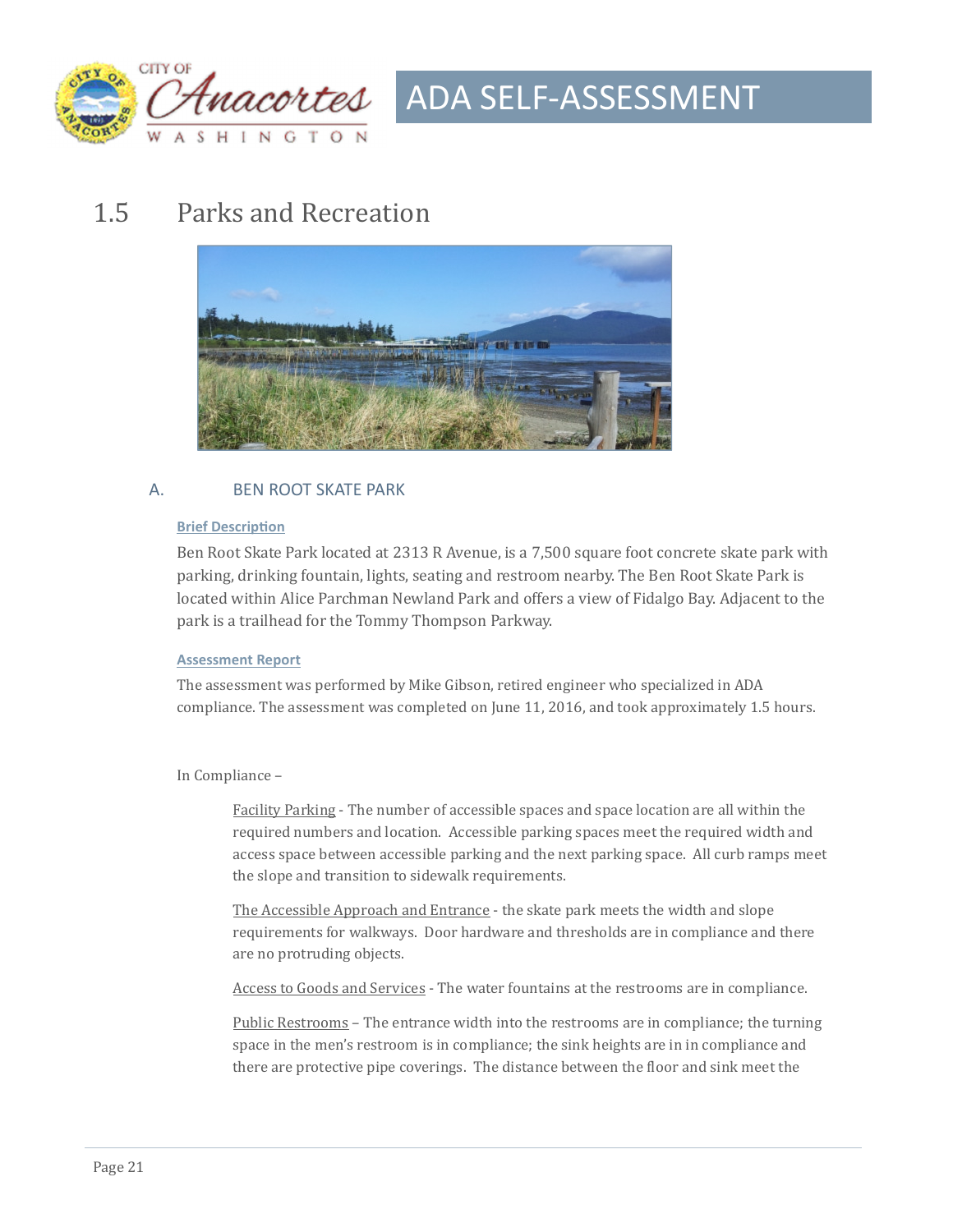## 1.5 Parks and Recreation

### A. BEN ROOT SKATE PARK

**Brief Description**

Ben Root Skate Park located at 2313 R Avenue, is a 7,500 square foot concrete skate park with parking, drinking fountain, lights, seating and restroom nearby. The Ben Root Skate Park is located within Alice Parchman Newland Park and offers a view of Fidalgo Bay. Adjacent to the park is a trailhead for the Tommy Thompson Parkway.

**Assessment Report**

The assessment was performed by Mike Gibson, retired engineer who specialized in ADA compliance. The assessment was completed on June 11, 2016, and took approximately 1.5 hours.

In Compliance –

> Facility Parking - The number of accessible spaces and space location are all within the required numbers and location. Accessible parking spaces meet the required width and access space between accessible parking and the next parking space. All curb ramps meet the slope and transition to sidewalk requirements.
>
> The Accessible Approach and Entrance - the skate park meets the width and slope requirements for walkways. Door hardware and thresholds are in compliance and there are no protruding objects.
>
> Access to Goods and Services - The water fountains at the restrooms are in compliance.
>
> Public Restrooms – The entrance width into the restrooms are in compliance; the turning space in the men's restroom is in compliance; the sink heights are in in compliance and there are protective pipe coverings. The distance between the floor and sink meet the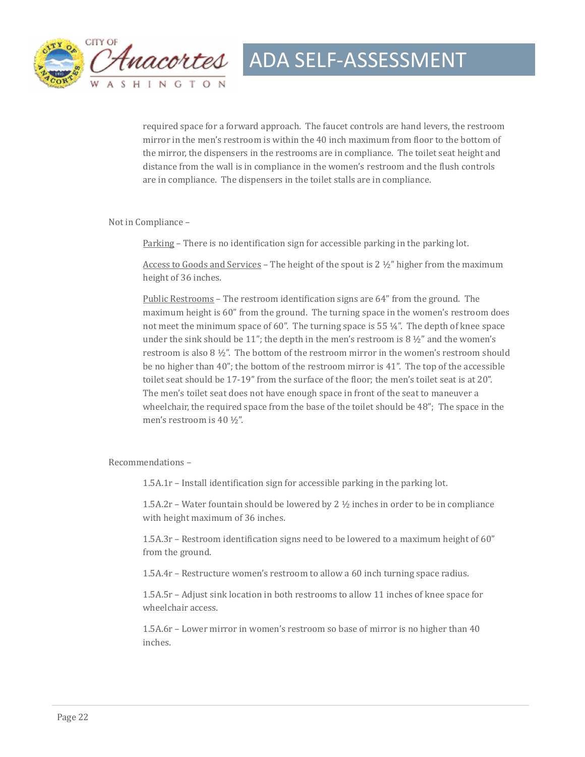required space for a forward approach. The faucet controls are hand levers, the restroom mirror in the men's restroom is within the 40 inch maximum from floor to the bottom of the mirror, the dispensers in the restrooms are in compliance. The toilet seat height and distance from the wall is in compliance in the women's restroom and the flush controls are in compliance. The dispensers in the toilet stalls are in compliance.

Not in Compliance –

<u>Parking</u> – There is no identification sign for accessible parking in the parking lot.

<u>Access to Goods and Services</u> – The height of the spout is 2 ½" higher from the maximum height of 36 inches.

<u>Public Restrooms</u> – The restroom identification signs are 64" from the ground. The maximum height is 60" from the ground. The turning space in the women's restroom does not meet the minimum space of 60". The turning space is 55 ¼". The depth of knee space under the sink should be 11"; the depth in the men's restroom is 8 ½" and the women's restroom is also 8 ½". The bottom of the restroom mirror in the women's restroom should be no higher than 40"; the bottom of the restroom mirror is 41". The top of the accessible toilet seat should be 17-19" from the surface of the floor; the men's toilet seat is at 20". The men's toilet seat does not have enough space in front of the seat to maneuver a wheelchair, the required space from the base of the toilet should be 48"; The space in the men's restroom is 40 ½".

Recommendations –

1.5A.1r – Install identification sign for accessible parking in the parking lot.

1.5A.2r – Water fountain should be lowered by 2 ½ inches in order to be in compliance with height maximum of 36 inches.

1.5A.3r – Restroom identification signs need to be lowered to a maximum height of 60" from the ground.

1.5A.4r – Restructure women's restroom to allow a 60 inch turning space radius.

1.5A.5r – Adjust sink location in both restrooms to allow 11 inches of knee space for wheelchair access.

1.5A.6r – Lower mirror in women's restroom so base of mirror is no higher than 40 inches.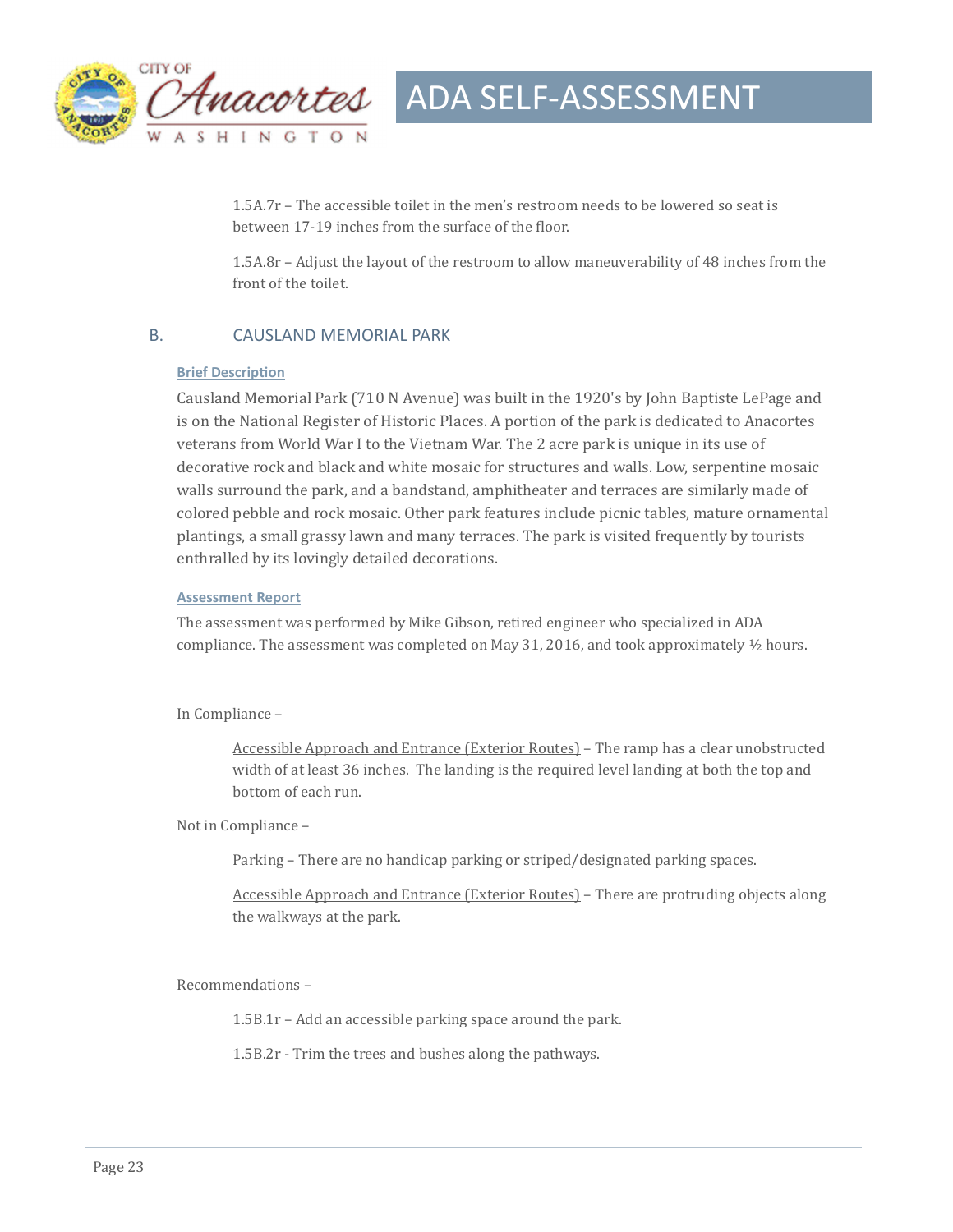1.5A.7r – The accessible toilet in the men's restroom needs to be lowered so seat is between 17-19 inches from the surface of the floor.

1.5A.8r – Adjust the layout of the restroom to allow maneuverability of 48 inches from the front of the toilet.

## B. CAUSLAND MEMORIAL PARK

**Brief Description**

Causland Memorial Park (710 N Avenue) was built in the 1920's by John Baptiste LePage and is on the National Register of Historic Places. A portion of the park is dedicated to Anacortes veterans from World War I to the Vietnam War. The 2 acre park is unique in its use of decorative rock and black and white mosaic for structures and walls. Low, serpentine mosaic walls surround the park, and a bandstand, amphitheater and terraces are similarly made of colored pebble and rock mosaic. Other park features include picnic tables, mature ornamental plantings, a small grassy lawn and many terraces. The park is visited frequently by tourists enthralled by its lovingly detailed decorations.

**Assessment Report**

The assessment was performed by Mike Gibson, retired engineer who specialized in ADA compliance. The assessment was completed on May 31, 2016, and took approximately ½ hours.

In Compliance –

Accessible Approach and Entrance (Exterior Routes) – The ramp has a clear unobstructed width of at least 36 inches. The landing is the required level landing at both the top and bottom of each run.

Not in Compliance –

Parking – There are no handicap parking or striped/designated parking spaces.

Accessible Approach and Entrance (Exterior Routes) – There are protruding objects along the walkways at the park.

Recommendations –

1.5B.1r – Add an accessible parking space around the park.

1.5B.2r - Trim the trees and bushes along the pathways.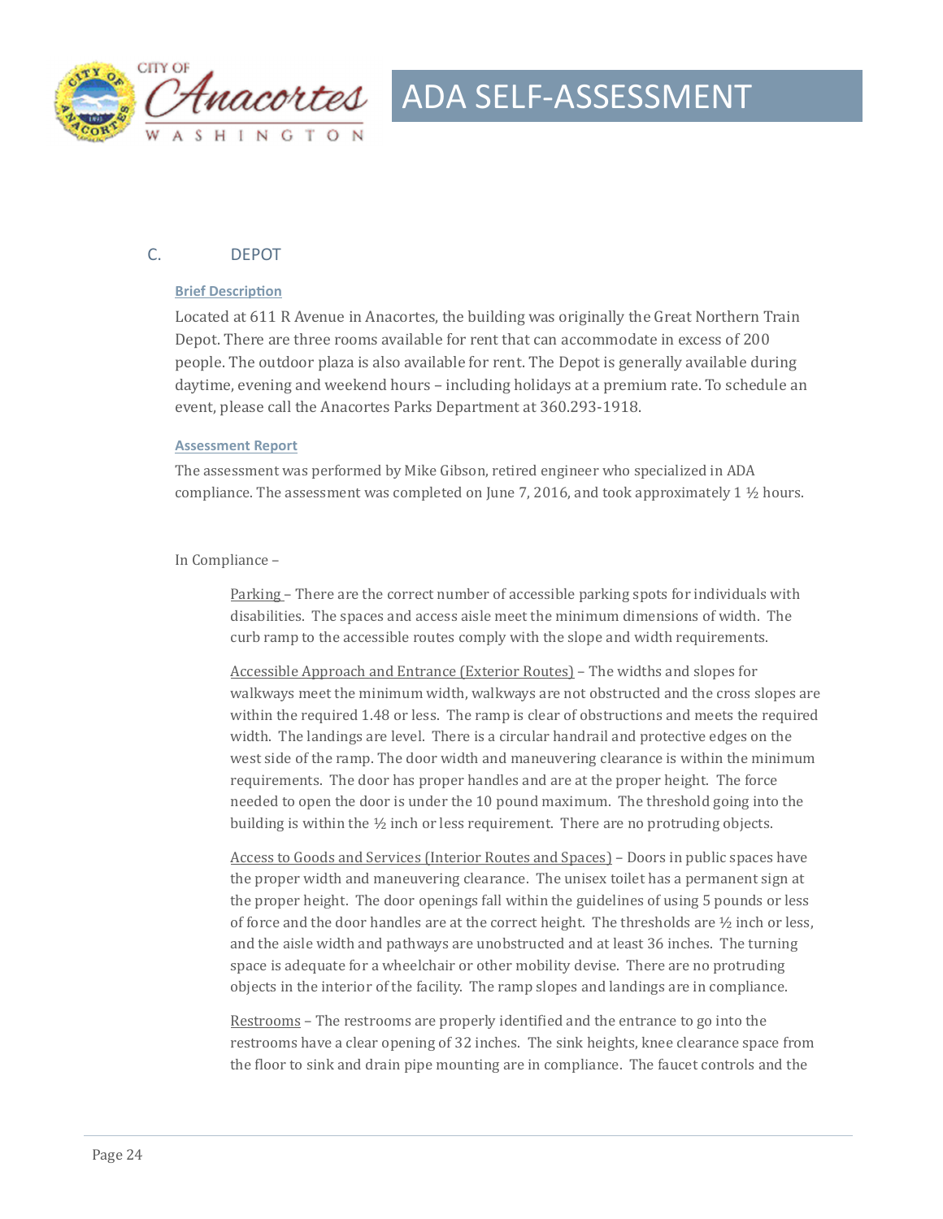## C. DEPOT

**Brief Description**

Located at 611 R Avenue in Anacortes, the building was originally the Great Northern Train Depot. There are three rooms available for rent that can accommodate in excess of 200 people. The outdoor plaza is also available for rent. The Depot is generally available during daytime, evening and weekend hours – including holidays at a premium rate. To schedule an event, please call the Anacortes Parks Department at 360.293-1918.

**Assessment Report**

The assessment was performed by Mike Gibson, retired engineer who specialized in ADA compliance. The assessment was completed on June 7, 2016, and took approximately 1 ½ hours.

In Compliance –

Parking – There are the correct number of accessible parking spots for individuals with disabilities. The spaces and access aisle meet the minimum dimensions of width. The curb ramp to the accessible routes comply with the slope and width requirements.

Accessible Approach and Entrance (Exterior Routes) – The widths and slopes for walkways meet the minimum width, walkways are not obstructed and the cross slopes are within the required 1.48 or less. The ramp is clear of obstructions and meets the required width. The landings are level. There is a circular handrail and protective edges on the west side of the ramp. The door width and maneuvering clearance is within the minimum requirements. The door has proper handles and are at the proper height. The force needed to open the door is under the 10 pound maximum. The threshold going into the building is within the ½ inch or less requirement. There are no protruding objects.

Access to Goods and Services (Interior Routes and Spaces) – Doors in public spaces have the proper width and maneuvering clearance. The unisex toilet has a permanent sign at the proper height. The door openings fall within the guidelines of using 5 pounds or less of force and the door handles are at the correct height. The thresholds are ½ inch or less, and the aisle width and pathways are unobstructed and at least 36 inches. The turning space is adequate for a wheelchair or other mobility devise. There are no protruding objects in the interior of the facility. The ramp slopes and landings are in compliance.

Restrooms – The restrooms are properly identified and the entrance to go into the restrooms have a clear opening of 32 inches. The sink heights, knee clearance space from the floor to sink and drain pipe mounting are in compliance. The faucet controls and the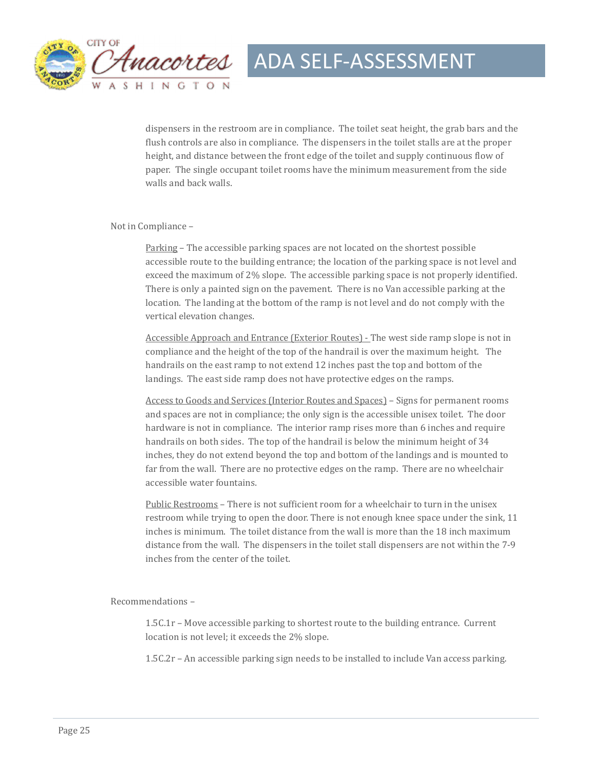dispensers in the restroom are in compliance. The toilet seat height, the grab bars and the flush controls are also in compliance. The dispensers in the toilet stalls are at the proper height, and distance between the front edge of the toilet and supply continuous flow of paper. The single occupant toilet rooms have the minimum measurement from the side walls and back walls.

Not in Compliance –

<u>Parking</u> – The accessible parking spaces are not located on the shortest possible accessible route to the building entrance; the location of the parking space is not level and exceed the maximum of 2% slope. The accessible parking space is not properly identified. There is only a painted sign on the pavement. There is no Van accessible parking at the location. The landing at the bottom of the ramp is not level and do not comply with the vertical elevation changes.

<u>Accessible Approach and Entrance (Exterior Routes) -</u> The west side ramp slope is not in compliance and the height of the top of the handrail is over the maximum height. The handrails on the east ramp to not extend 12 inches past the top and bottom of the landings. The east side ramp does not have protective edges on the ramps.

<u>Access to Goods and Services (Interior Routes and Spaces)</u> – Signs for permanent rooms and spaces are not in compliance; the only sign is the accessible unisex toilet. The door hardware is not in compliance. The interior ramp rises more than 6 inches and require handrails on both sides. The top of the handrail is below the minimum height of 34 inches, they do not extend beyond the top and bottom of the landings and is mounted to far from the wall. There are no protective edges on the ramp. There are no wheelchair accessible water fountains.

<u>Public Restrooms</u> – There is not sufficient room for a wheelchair to turn in the unisex restroom while trying to open the door. There is not enough knee space under the sink, 11 inches is minimum. The toilet distance from the wall is more than the 18 inch maximum distance from the wall. The dispensers in the toilet stall dispensers are not within the 7-9 inches from the center of the toilet.

Recommendations –

1.5C.1r – Move accessible parking to shortest route to the building entrance. Current location is not level; it exceeds the 2% slope.

1.5C.2r – An accessible parking sign needs to be installed to include Van access parking.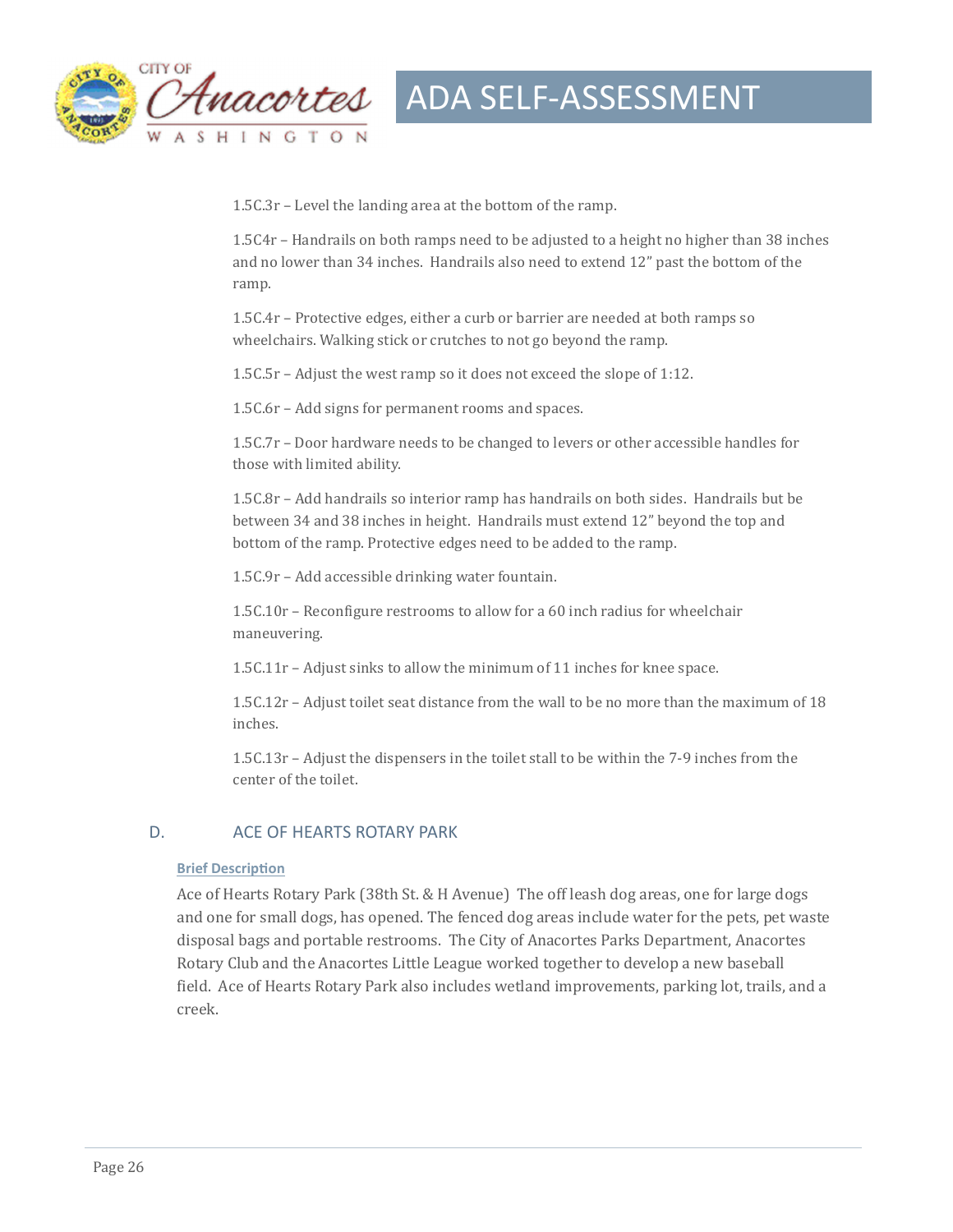1.5C.3r – Level the landing area at the bottom of the ramp.

1.5C4r – Handrails on both ramps need to be adjusted to a height no higher than 38 inches and no lower than 34 inches. Handrails also need to extend 12" past the bottom of the ramp.

1.5C.4r – Protective edges, either a curb or barrier are needed at both ramps so wheelchairs. Walking stick or crutches to not go beyond the ramp.

1.5C.5r – Adjust the west ramp so it does not exceed the slope of 1:12.

1.5C.6r – Add signs for permanent rooms and spaces.

1.5C.7r – Door hardware needs to be changed to levers or other accessible handles for those with limited ability.

1.5C.8r – Add handrails so interior ramp has handrails on both sides. Handrails but be between 34 and 38 inches in height. Handrails must extend 12" beyond the top and bottom of the ramp. Protective edges need to be added to the ramp.

1.5C.9r – Add accessible drinking water fountain.

1.5C.10r – Reconfigure restrooms to allow for a 60 inch radius for wheelchair maneuvering.

1.5C.11r – Adjust sinks to allow the minimum of 11 inches for knee space.

1.5C.12r – Adjust toilet seat distance from the wall to be no more than the maximum of 18 inches.

1.5C.13r – Adjust the dispensers in the toilet stall to be within the 7-9 inches from the center of the toilet.

## D. ACE OF HEARTS ROTARY PARK

### Brief Description

Ace of Hearts Rotary Park (38th St. & H Avenue) The off leash dog areas, one for large dogs and one for small dogs, has opened. The fenced dog areas include water for the pets, pet waste disposal bags and portable restrooms. The City of Anacortes Parks Department, Anacortes Rotary Club and the Anacortes Little League worked together to develop a new baseball field. Ace of Hearts Rotary Park also includes wetland improvements, parking lot, trails, and a creek.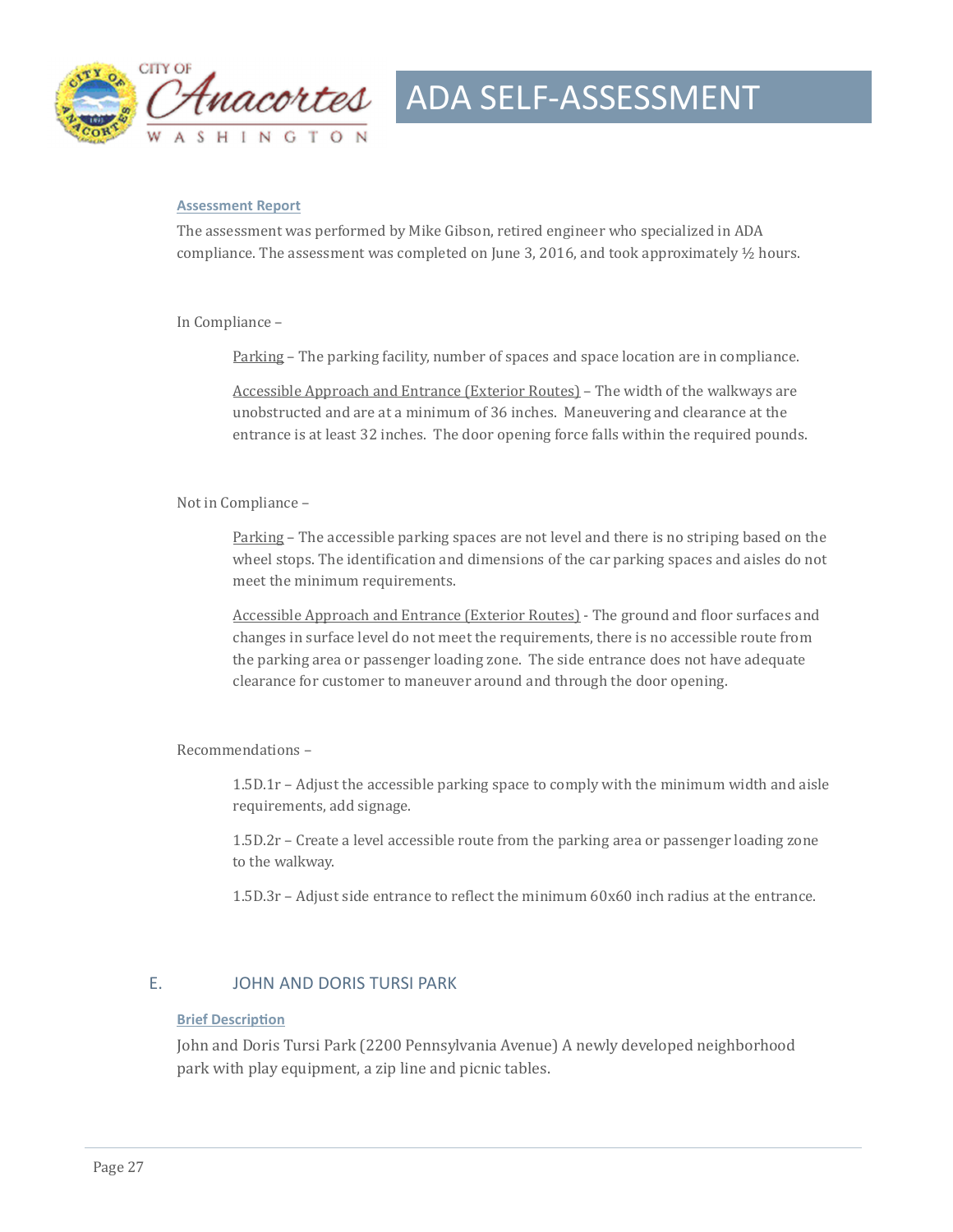#### Assessment Report

The assessment was performed by Mike Gibson, retired engineer who specialized in ADA compliance. The assessment was completed on June 3, 2016, and took approximately ½ hours.

In Compliance –

> Parking – The parking facility, number of spaces and space location are in compliance.
>
> Accessible Approach and Entrance (Exterior Routes) – The width of the walkways are unobstructed and are at a minimum of 36 inches. Maneuvering and clearance at the entrance is at least 32 inches. The door opening force falls within the required pounds.

Not in Compliance –

> Parking – The accessible parking spaces are not level and there is no striping based on the wheel stops. The identification and dimensions of the car parking spaces and aisles do not meet the minimum requirements.
>
> Accessible Approach and Entrance (Exterior Routes) - The ground and floor surfaces and changes in surface level do not meet the requirements, there is no accessible route from the parking area or passenger loading zone. The side entrance does not have adequate clearance for customer to maneuver around and through the door opening.

Recommendations –

> 1.5D.1r – Adjust the accessible parking space to comply with the minimum width and aisle requirements, add signage.
>
> 1.5D.2r – Create a level accessible route from the parking area or passenger loading zone to the walkway.
>
> 1.5D.3r – Adjust side entrance to reflect the minimum 60x60 inch radius at the entrance.

## E. JOHN AND DORIS TURSI PARK

#### Brief Description

John and Doris Tursi Park (2200 Pennsylvania Avenue) A newly developed neighborhood park with play equipment, a zip line and picnic tables.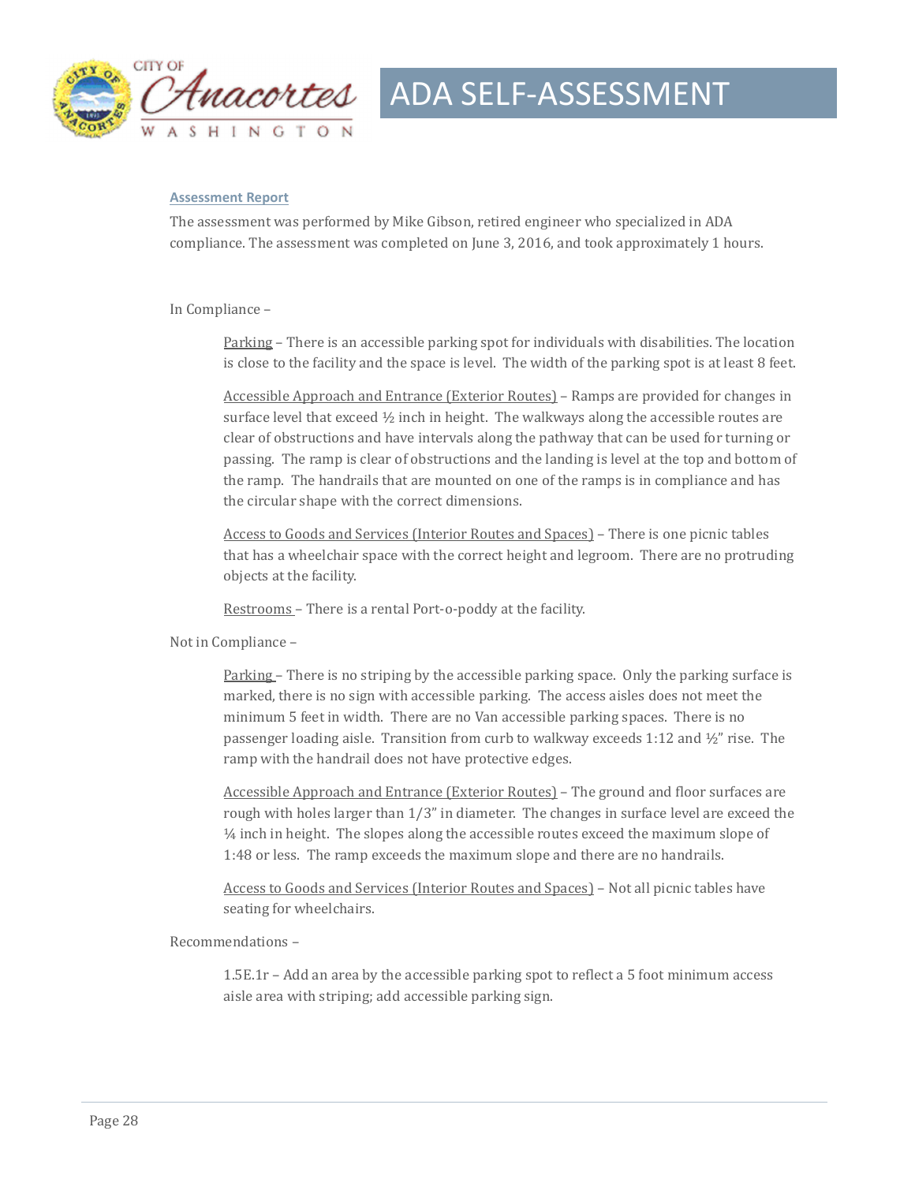**Assessment Report**

The assessment was performed by Mike Gibson, retired engineer who specialized in ADA compliance. The assessment was completed on June 3, 2016, and took approximately 1 hours.

In Compliance –

> Parking – There is an accessible parking spot for individuals with disabilities. The location is close to the facility and the space is level. The width of the parking spot is at least 8 feet.
>
> Accessible Approach and Entrance (Exterior Routes) – Ramps are provided for changes in surface level that exceed ½ inch in height. The walkways along the accessible routes are clear of obstructions and have intervals along the pathway that can be used for turning or passing. The ramp is clear of obstructions and the landing is level at the top and bottom of the ramp. The handrails that are mounted on one of the ramps is in compliance and has the circular shape with the correct dimensions.
>
> Access to Goods and Services (Interior Routes and Spaces) – There is one picnic tables that has a wheelchair space with the correct height and legroom. There are no protruding objects at the facility.
>
> Restrooms – There is a rental Port-o-poddy at the facility.

Not in Compliance –

> Parking – There is no striping by the accessible parking space. Only the parking surface is marked, there is no sign with accessible parking. The access aisles does not meet the minimum 5 feet in width. There are no Van accessible parking spaces. There is no passenger loading aisle. Transition from curb to walkway exceeds 1:12 and ½" rise. The ramp with the handrail does not have protective edges.
>
> Accessible Approach and Entrance (Exterior Routes) – The ground and floor surfaces are rough with holes larger than 1/3" in diameter. The changes in surface level are exceed the ¼ inch in height. The slopes along the accessible routes exceed the maximum slope of 1:48 or less. The ramp exceeds the maximum slope and there are no handrails.
>
> Access to Goods and Services (Interior Routes and Spaces) – Not all picnic tables have seating for wheelchairs.

Recommendations –

> 1.5E.1r – Add an area by the accessible parking spot to reflect a 5 foot minimum access aisle area with striping; add accessible parking sign.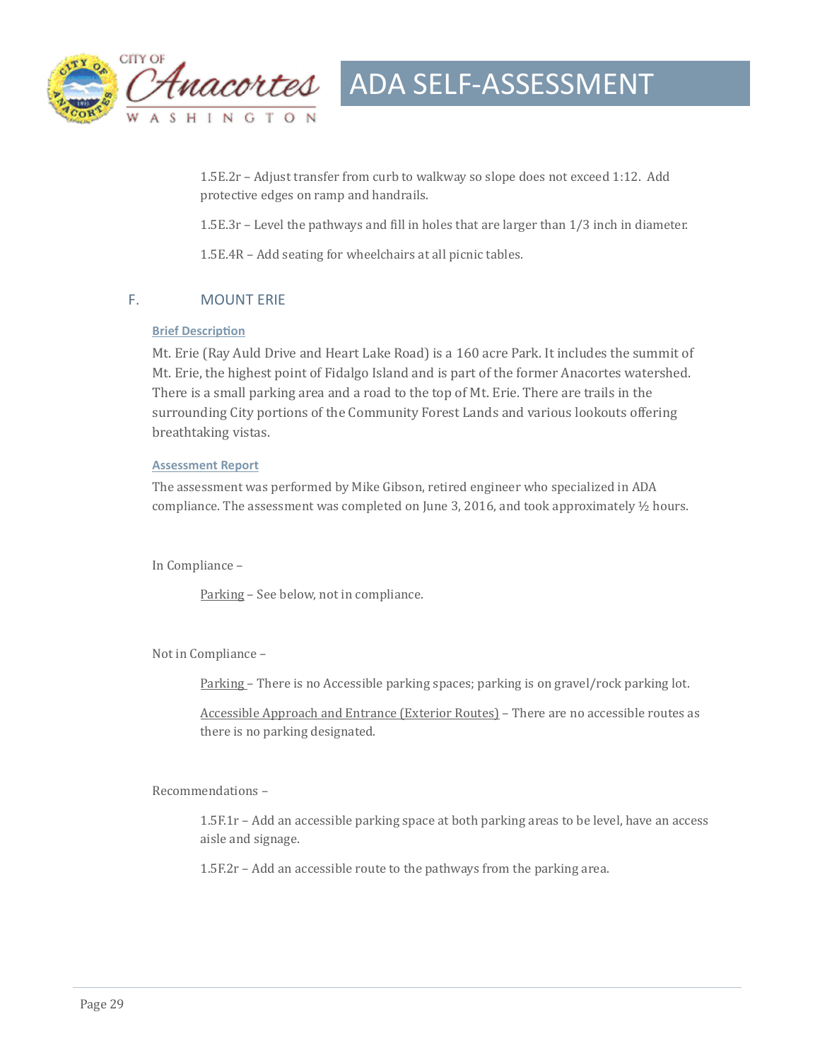1.5E.2r – Adjust transfer from curb to walkway so slope does not exceed 1:12. Add protective edges on ramp and handrails.

1.5E.3r – Level the pathways and fill in holes that are larger than 1/3 inch in diameter.

1.5E.4R – Add seating for wheelchairs at all picnic tables.

## F. MOUNT ERIE

**Brief Description**

Mt. Erie (Ray Auld Drive and Heart Lake Road) is a 160 acre Park. It includes the summit of Mt. Erie, the highest point of Fidalgo Island and is part of the former Anacortes watershed. There is a small parking area and a road to the top of Mt. Erie. There are trails in the surrounding City portions of the Community Forest Lands and various lookouts offering breathtaking vistas.

**Assessment Report**

The assessment was performed by Mike Gibson, retired engineer who specialized in ADA compliance. The assessment was completed on June 3, 2016, and took approximately ½ hours.

In Compliance –

Parking – See below, not in compliance.

Not in Compliance –

Parking – There is no Accessible parking spaces; parking is on gravel/rock parking lot.

Accessible Approach and Entrance (Exterior Routes) – There are no accessible routes as there is no parking designated.

Recommendations –

1.5F.1r – Add an accessible parking space at both parking areas to be level, have an access aisle and signage.

1.5F.2r – Add an accessible route to the pathways from the parking area.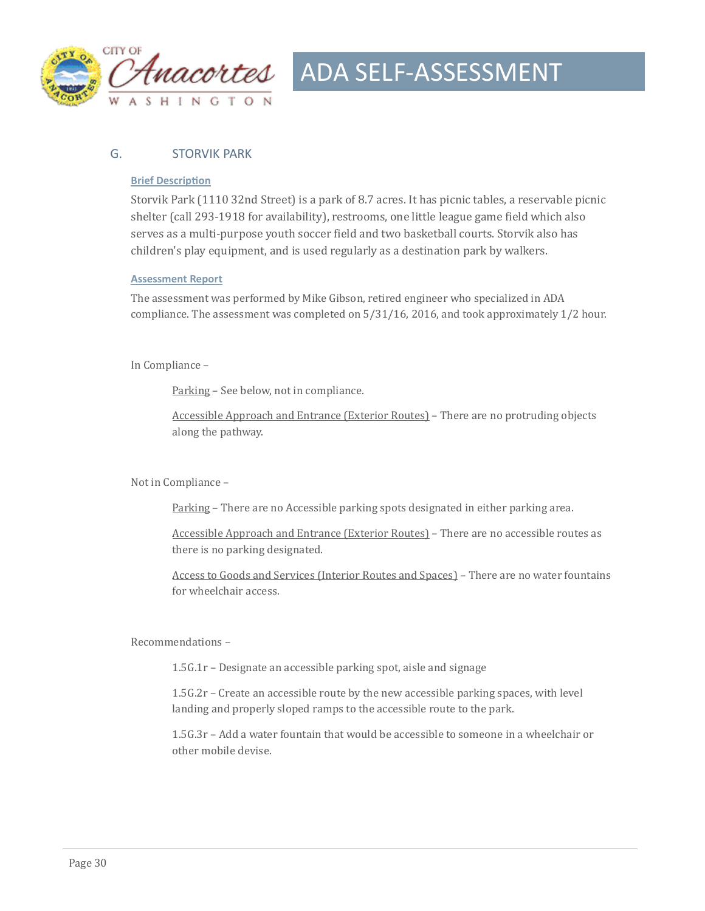## G. STORVIK PARK

### Brief Description

Storvik Park (1110 32nd Street) is a park of 8.7 acres. It has picnic tables, a reservable picnic shelter (call 293-1918 for availability), restrooms, one little league game field which also serves as a multi-purpose youth soccer field and two basketball courts. Storvik also has children's play equipment, and is used regularly as a destination park by walkers.

### Assessment Report

The assessment was performed by Mike Gibson, retired engineer who specialized in ADA compliance. The assessment was completed on 5/31/16, 2016, and took approximately 1/2 hour.

In Compliance –

Parking – See below, not in compliance.

Accessible Approach and Entrance (Exterior Routes) – There are no protruding objects along the pathway.

Not in Compliance –

Parking – There are no Accessible parking spots designated in either parking area.

Accessible Approach and Entrance (Exterior Routes) – There are no accessible routes as there is no parking designated.

Access to Goods and Services (Interior Routes and Spaces) – There are no water fountains for wheelchair access.

Recommendations –

1.5G.1r – Designate an accessible parking spot, aisle and signage

1.5G.2r – Create an accessible route by the new accessible parking spaces, with level landing and properly sloped ramps to the accessible route to the park.

1.5G.3r – Add a water fountain that would be accessible to someone in a wheelchair or other mobile devise.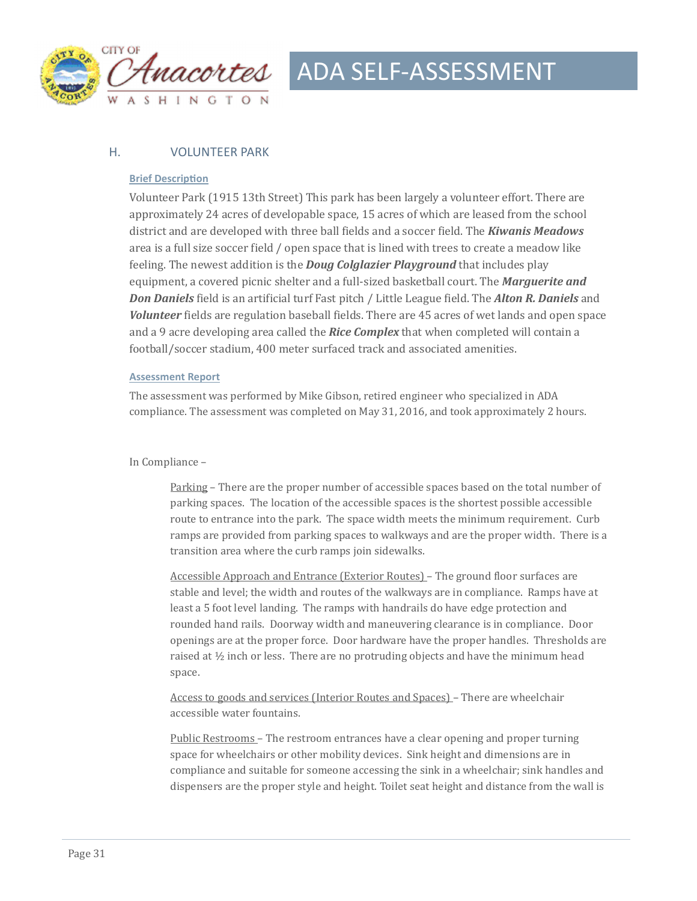## H. VOLUNTEER PARK

### Brief Description

Volunteer Park (1915 13th Street) This park has been largely a volunteer effort. There are approximately 24 acres of developable space, 15 acres of which are leased from the school district and are developed with three ball fields and a soccer field. The ***Kiwanis Meadows*** area is a full size soccer field / open space that is lined with trees to create a meadow like feeling. The newest addition is the ***Doug Colglazier Playground*** that includes play equipment, a covered picnic shelter and a full-sized basketball court. The ***Marguerite and Don Daniels*** field is an artificial turf Fast pitch / Little League field. The ***Alton R. Daniels*** and ***Volunteer*** fields are regulation baseball fields. There are 45 acres of wet lands and open space and a 9 acre developing area called the ***Rice Complex*** that when completed will contain a football/soccer stadium, 400 meter surfaced track and associated amenities.

### Assessment Report

The assessment was performed by Mike Gibson, retired engineer who specialized in ADA compliance. The assessment was completed on May 31, 2016, and took approximately 2 hours.

In Compliance –

Parking – There are the proper number of accessible spaces based on the total number of parking spaces. The location of the accessible spaces is the shortest possible accessible route to entrance into the park. The space width meets the minimum requirement. Curb ramps are provided from parking spaces to walkways and are the proper width. There is a transition area where the curb ramps join sidewalks.

Accessible Approach and Entrance (Exterior Routes) – The ground floor surfaces are stable and level; the width and routes of the walkways are in compliance. Ramps have at least a 5 foot level landing. The ramps with handrails do have edge protection and rounded hand rails. Doorway width and maneuvering clearance is in compliance. Door openings are at the proper force. Door hardware have the proper handles. Thresholds are raised at ½ inch or less. There are no protruding objects and have the minimum head space.

Access to goods and services (Interior Routes and Spaces) – There are wheelchair accessible water fountains.

Public Restrooms – The restroom entrances have a clear opening and proper turning space for wheelchairs or other mobility devices. Sink height and dimensions are in compliance and suitable for someone accessing the sink in a wheelchair; sink handles and dispensers are the proper style and height. Toilet seat height and distance from the wall is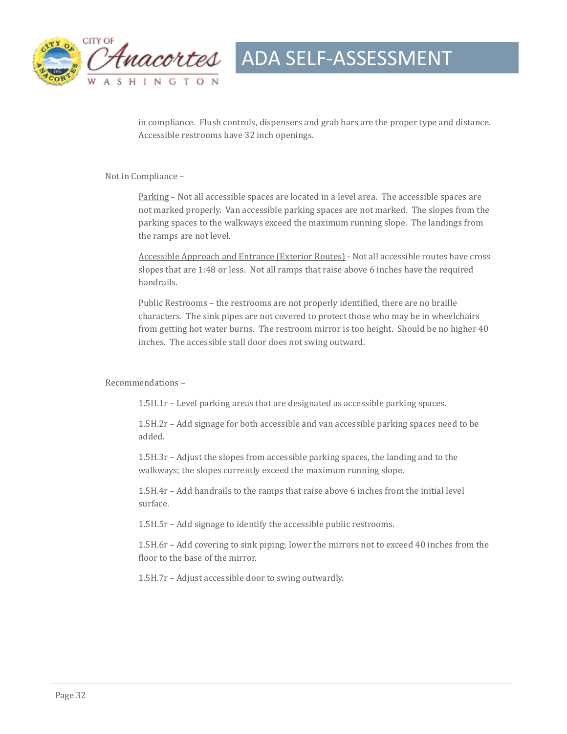in compliance. Flush controls, dispensers and grab bars are the proper type and distance. Accessible restrooms have 32 inch openings.

Not in Compliance –

<u>Parking</u> – Not all accessible spaces are located in a level area. The accessible spaces are not marked properly. Van accessible parking spaces are not marked. The slopes from the parking spaces to the walkways exceed the maximum running slope. The landings from the ramps are not level.

<u>Accessible Approach and Entrance (Exterior Routes)</u> - Not all accessible routes have cross slopes that are 1:48 or less. Not all ramps that raise above 6 inches have the required handrails.

<u>Public Restrooms</u> – the restrooms are not properly identified, there are no braille characters. The sink pipes are not covered to protect those who may be in wheelchairs from getting hot water burns. The restroom mirror is too height. Should be no higher 40 inches. The accessible stall door does not swing outward.

Recommendations –

1.5H.1r – Level parking areas that are designated as accessible parking spaces.

1.5H.2r – Add signage for both accessible and van accessible parking spaces need to be added.

1.5H.3r – Adjust the slopes from accessible parking spaces, the landing and to the walkways; the slopes currently exceed the maximum running slope.

1.5H.4r – Add handrails to the ramps that raise above 6 inches from the initial level surface.

1.5H.5r – Add signage to identify the accessible public restrooms.

1.5H.6r – Add covering to sink piping; lower the mirrors not to exceed 40 inches from the floor to the base of the mirror.

1.5H.7r – Adjust accessible door to swing outwardly.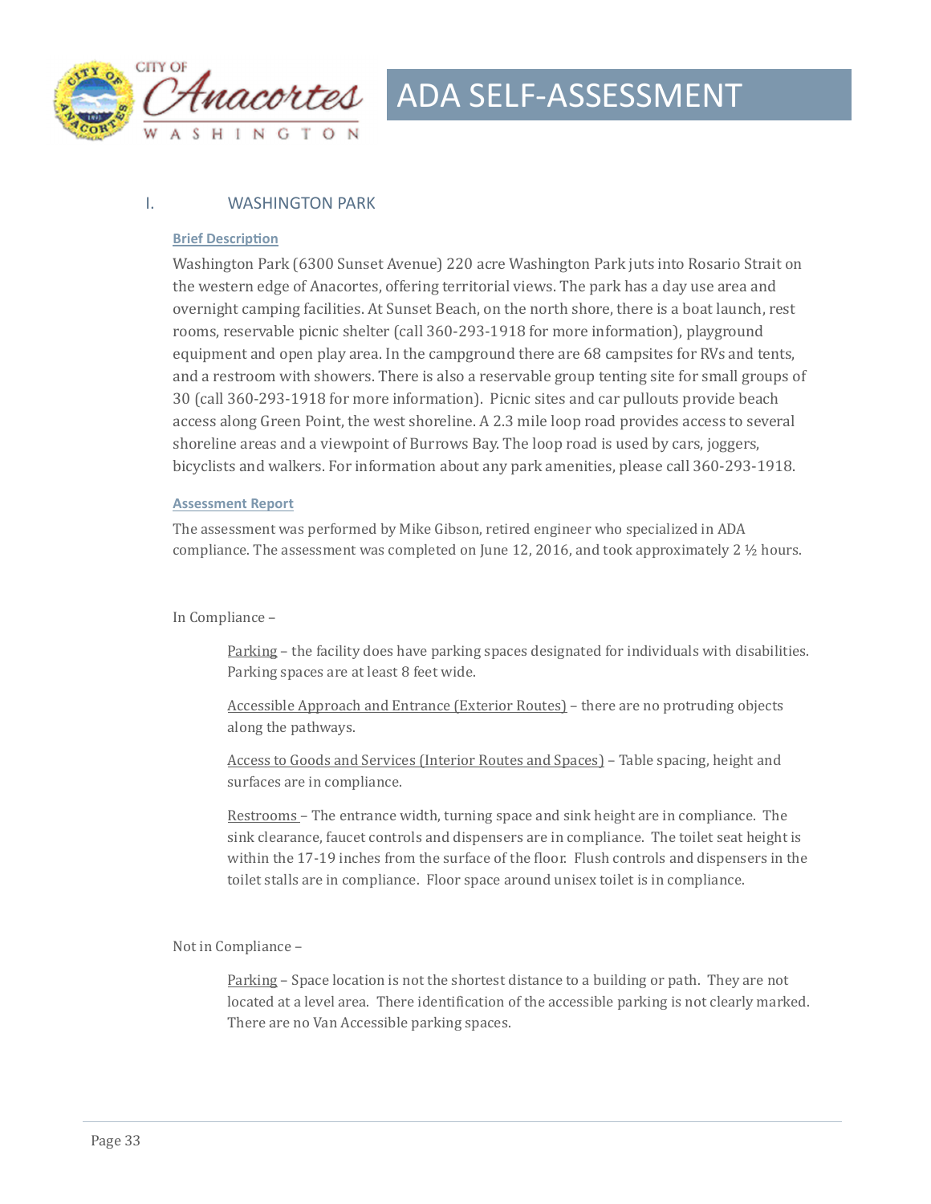# I. WASHINGTON PARK

### Brief Description

Washington Park (6300 Sunset Avenue) 220 acre Washington Park juts into Rosario Strait on the western edge of Anacortes, offering territorial views. The park has a day use area and overnight camping facilities. At Sunset Beach, on the north shore, there is a boat launch, rest rooms, reservable picnic shelter (call 360-293-1918 for more information), playground equipment and open play area. In the campground there are 68 campsites for RVs and tents, and a restroom with showers. There is also a reservable group tenting site for small groups of 30 (call 360-293-1918 for more information). Picnic sites and car pullouts provide beach access along Green Point, the west shoreline. A 2.3 mile loop road provides access to several shoreline areas and a viewpoint of Burrows Bay. The loop road is used by cars, joggers, bicyclists and walkers. For information about any park amenities, please call 360-293-1918.

### Assessment Report

The assessment was performed by Mike Gibson, retired engineer who specialized in ADA compliance. The assessment was completed on June 12, 2016, and took approximately 2 ½ hours.

In Compliance –

Parking – the facility does have parking spaces designated for individuals with disabilities. Parking spaces are at least 8 feet wide.

Accessible Approach and Entrance (Exterior Routes) – there are no protruding objects along the pathways.

Access to Goods and Services (Interior Routes and Spaces) – Table spacing, height and surfaces are in compliance.

Restrooms – The entrance width, turning space and sink height are in compliance. The sink clearance, faucet controls and dispensers are in compliance. The toilet seat height is within the 17-19 inches from the surface of the floor. Flush controls and dispensers in the toilet stalls are in compliance. Floor space around unisex toilet is in compliance.

Not in Compliance –

Parking – Space location is not the shortest distance to a building or path. They are not located at a level area. There identification of the accessible parking is not clearly marked. There are no Van Accessible parking spaces.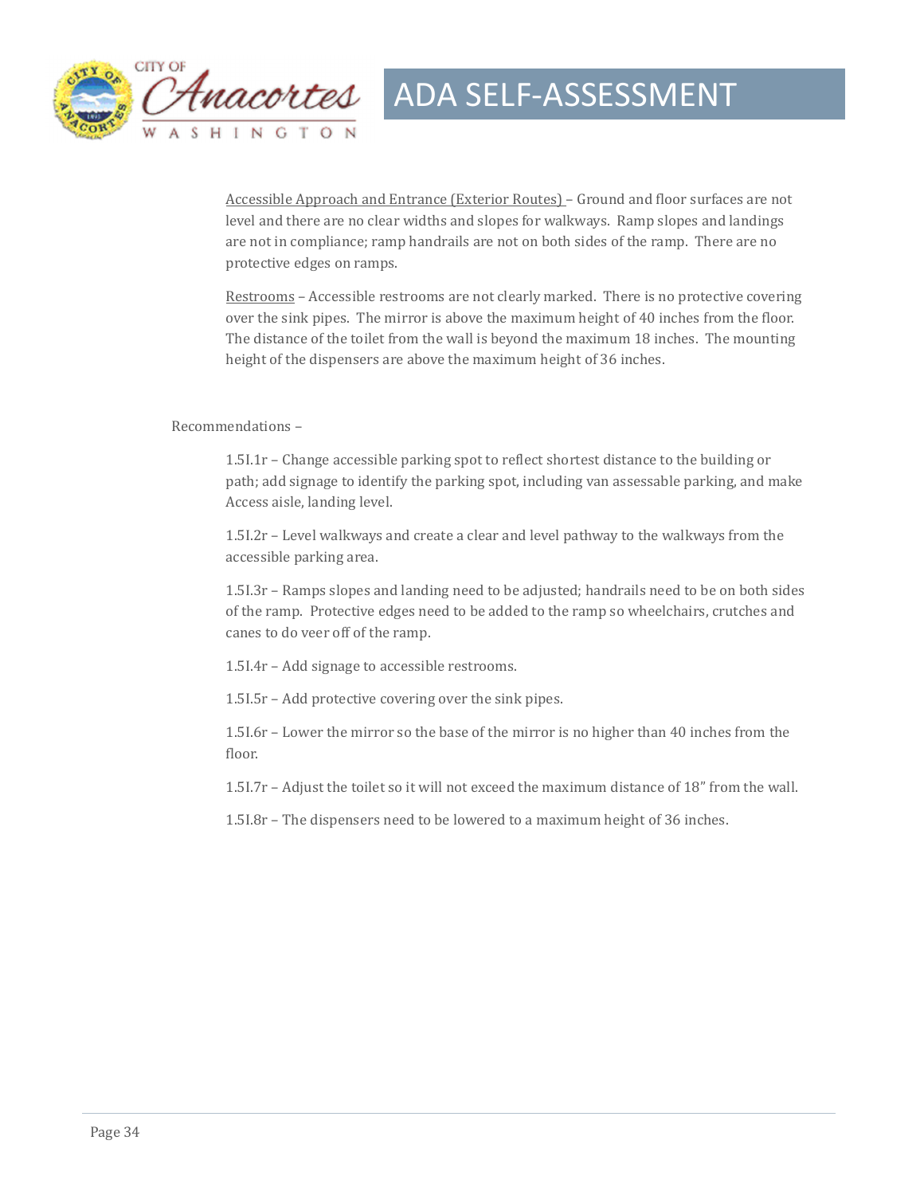Accessible Approach and Entrance (Exterior Routes) – Ground and floor surfaces are not level and there are no clear widths and slopes for walkways. Ramp slopes and landings are not in compliance; ramp handrails are not on both sides of the ramp. There are no protective edges on ramps.

Restrooms – Accessible restrooms are not clearly marked. There is no protective covering over the sink pipes. The mirror is above the maximum height of 40 inches from the floor. The distance of the toilet from the wall is beyond the maximum 18 inches. The mounting height of the dispensers are above the maximum height of 36 inches.

Recommendations –

1.5I.1r – Change accessible parking spot to reflect shortest distance to the building or path; add signage to identify the parking spot, including van assessable parking, and make Access aisle, landing level.

1.5I.2r – Level walkways and create a clear and level pathway to the walkways from the accessible parking area.

1.5I.3r – Ramps slopes and landing need to be adjusted; handrails need to be on both sides of the ramp. Protective edges need to be added to the ramp so wheelchairs, crutches and canes to do veer off of the ramp.

1.5I.4r – Add signage to accessible restrooms.

1.5I.5r – Add protective covering over the sink pipes.

1.5I.6r – Lower the mirror so the base of the mirror is no higher than 40 inches from the floor.

1.5I.7r – Adjust the toilet so it will not exceed the maximum distance of 18" from the wall.

1.5I.8r – The dispensers need to be lowered to a maximum height of 36 inches.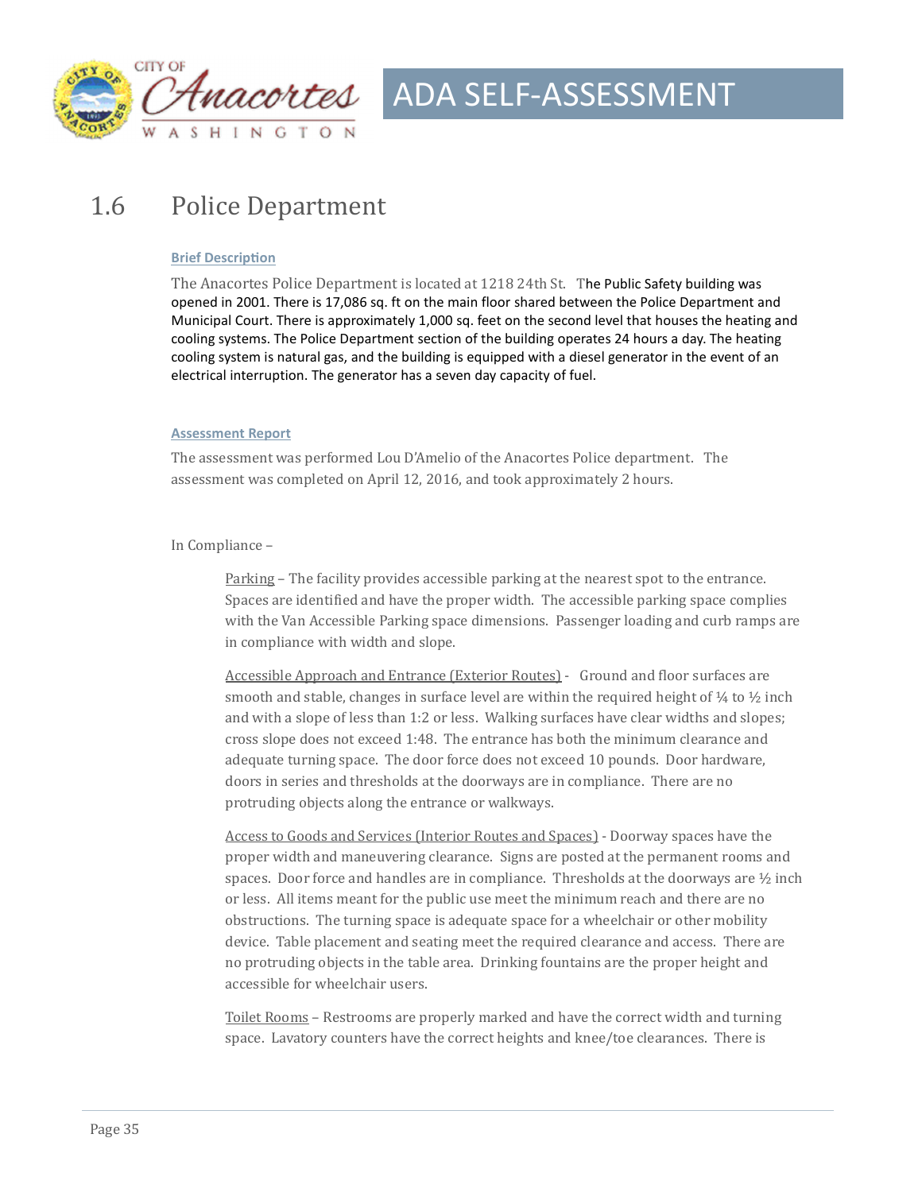## 1.6 Police Department

### Brief Description

The Anacortes Police Department is located at 1218 24th St. The Public Safety building was opened in 2001. There is 17,086 sq. ft on the main floor shared between the Police Department and Municipal Court. There is approximately 1,000 sq. feet on the second level that houses the heating and cooling systems. The Police Department section of the building operates 24 hours a day. The heating cooling system is natural gas, and the building is equipped with a diesel generator in the event of an electrical interruption. The generator has a seven day capacity of fuel.

### Assessment Report

The assessment was performed Lou D'Amelio of the Anacortes Police department. The assessment was completed on April 12, 2016, and took approximately 2 hours.

In Compliance –

Parking – The facility provides accessible parking at the nearest spot to the entrance. Spaces are identified and have the proper width. The accessible parking space complies with the Van Accessible Parking space dimensions. Passenger loading and curb ramps are in compliance with width and slope.

Accessible Approach and Entrance (Exterior Routes) - Ground and floor surfaces are smooth and stable, changes in surface level are within the required height of ¼ to ½ inch and with a slope of less than 1:2 or less. Walking surfaces have clear widths and slopes; cross slope does not exceed 1:48. The entrance has both the minimum clearance and adequate turning space. The door force does not exceed 10 pounds. Door hardware, doors in series and thresholds at the doorways are in compliance. There are no protruding objects along the entrance or walkways.

Access to Goods and Services (Interior Routes and Spaces) - Doorway spaces have the proper width and maneuvering clearance. Signs are posted at the permanent rooms and spaces. Door force and handles are in compliance. Thresholds at the doorways are ½ inch or less. All items meant for the public use meet the minimum reach and there are no obstructions. The turning space is adequate space for a wheelchair or other mobility device. Table placement and seating meet the required clearance and access. There are no protruding objects in the table area. Drinking fountains are the proper height and accessible for wheelchair users.

Toilet Rooms – Restrooms are properly marked and have the correct width and turning space. Lavatory counters have the correct heights and knee/toe clearances. There is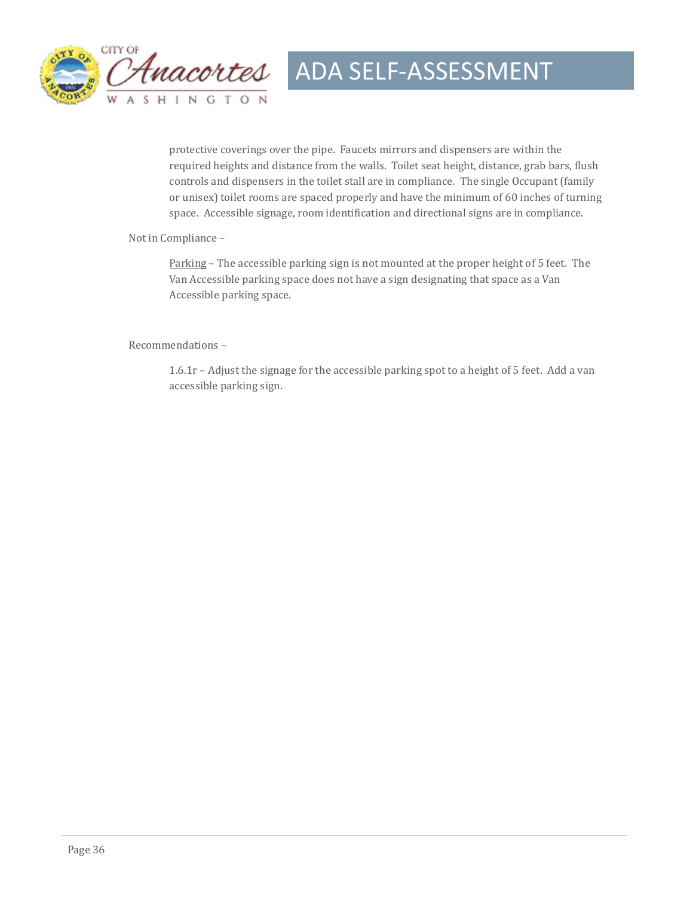protective coverings over the pipe. Faucets mirrors and dispensers are within the required heights and distance from the walls. Toilet seat height, distance, grab bars, flush controls and dispensers in the toilet stall are in compliance. The single Occupant (family or unisex) toilet rooms are spaced properly and have the minimum of 60 inches of turning space. Accessible signage, room identification and directional signs are in compliance.

Not in Compliance –

<u>Parking</u> – The accessible parking sign is not mounted at the proper height of 5 feet. The Van Accessible parking space does not have a sign designating that space as a Van Accessible parking space.

Recommendations –

1.6.1r – Adjust the signage for the accessible parking spot to a height of 5 feet. Add a van accessible parking sign.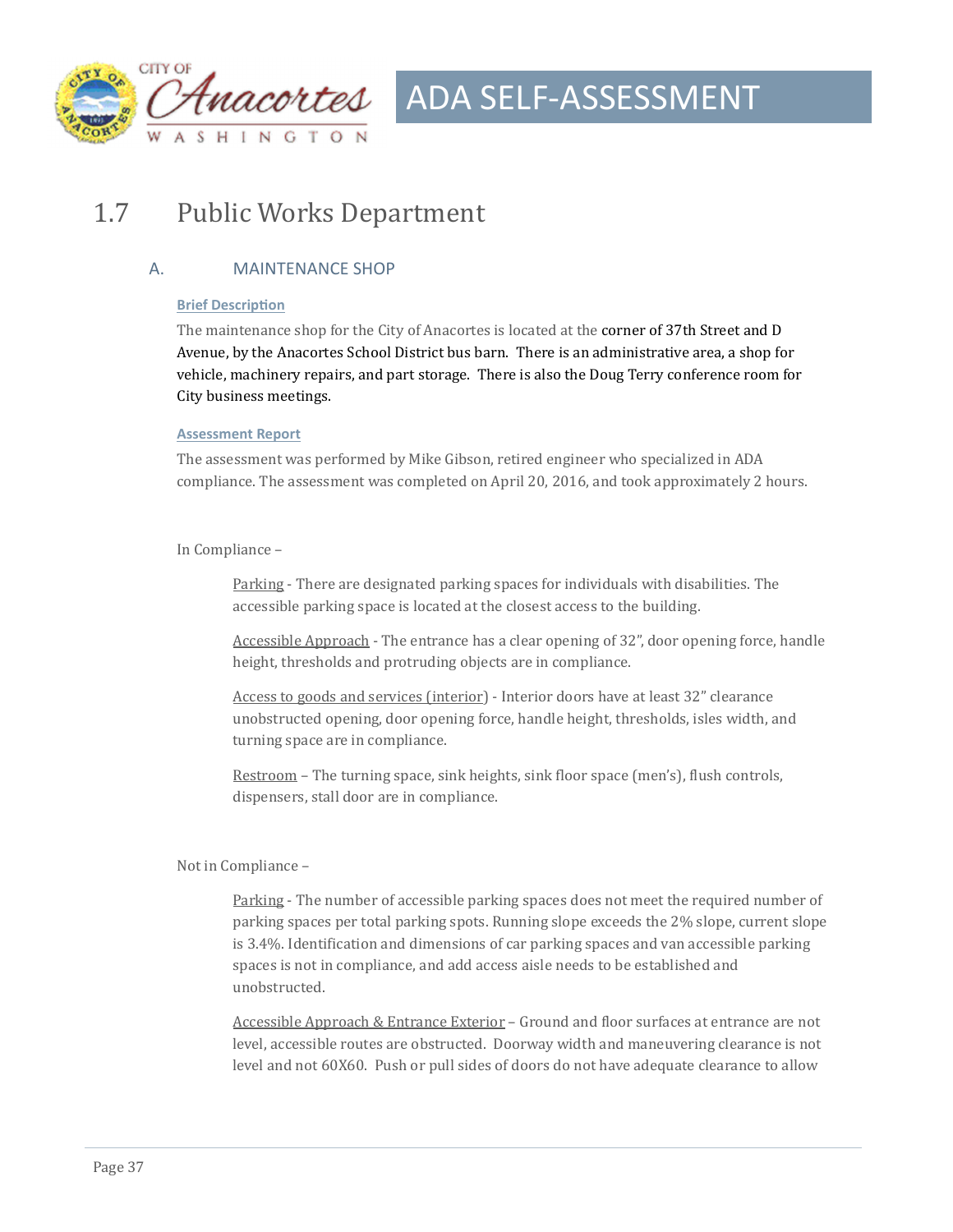## 1.7 Public Works Department

### A. MAINTENANCE SHOP

**Brief Description**

The maintenance shop for the City of Anacortes is located at the corner of 37th Street and D Avenue, by the Anacortes School District bus barn. There is an administrative area, a shop for vehicle, machinery repairs, and part storage. There is also the Doug Terry conference room for City business meetings.

**Assessment Report**

The assessment was performed by Mike Gibson, retired engineer who specialized in ADA compliance. The assessment was completed on April 20, 2016, and took approximately 2 hours.

In Compliance –

Parking - There are designated parking spaces for individuals with disabilities. The accessible parking space is located at the closest access to the building.

Accessible Approach - The entrance has a clear opening of 32", door opening force, handle height, thresholds and protruding objects are in compliance.

Access to goods and services (interior) - Interior doors have at least 32" clearance unobstructed opening, door opening force, handle height, thresholds, isles width, and turning space are in compliance.

Restroom – The turning space, sink heights, sink floor space (men's), flush controls, dispensers, stall door are in compliance.

Not in Compliance –

Parking - The number of accessible parking spaces does not meet the required number of parking spaces per total parking spots. Running slope exceeds the 2% slope, current slope is 3.4%. Identification and dimensions of car parking spaces and van accessible parking spaces is not in compliance, and add access aisle needs to be established and unobstructed.

Accessible Approach & Entrance Exterior – Ground and floor surfaces at entrance are not level, accessible routes are obstructed. Doorway width and maneuvering clearance is not level and not 60X60. Push or pull sides of doors do not have adequate clearance to allow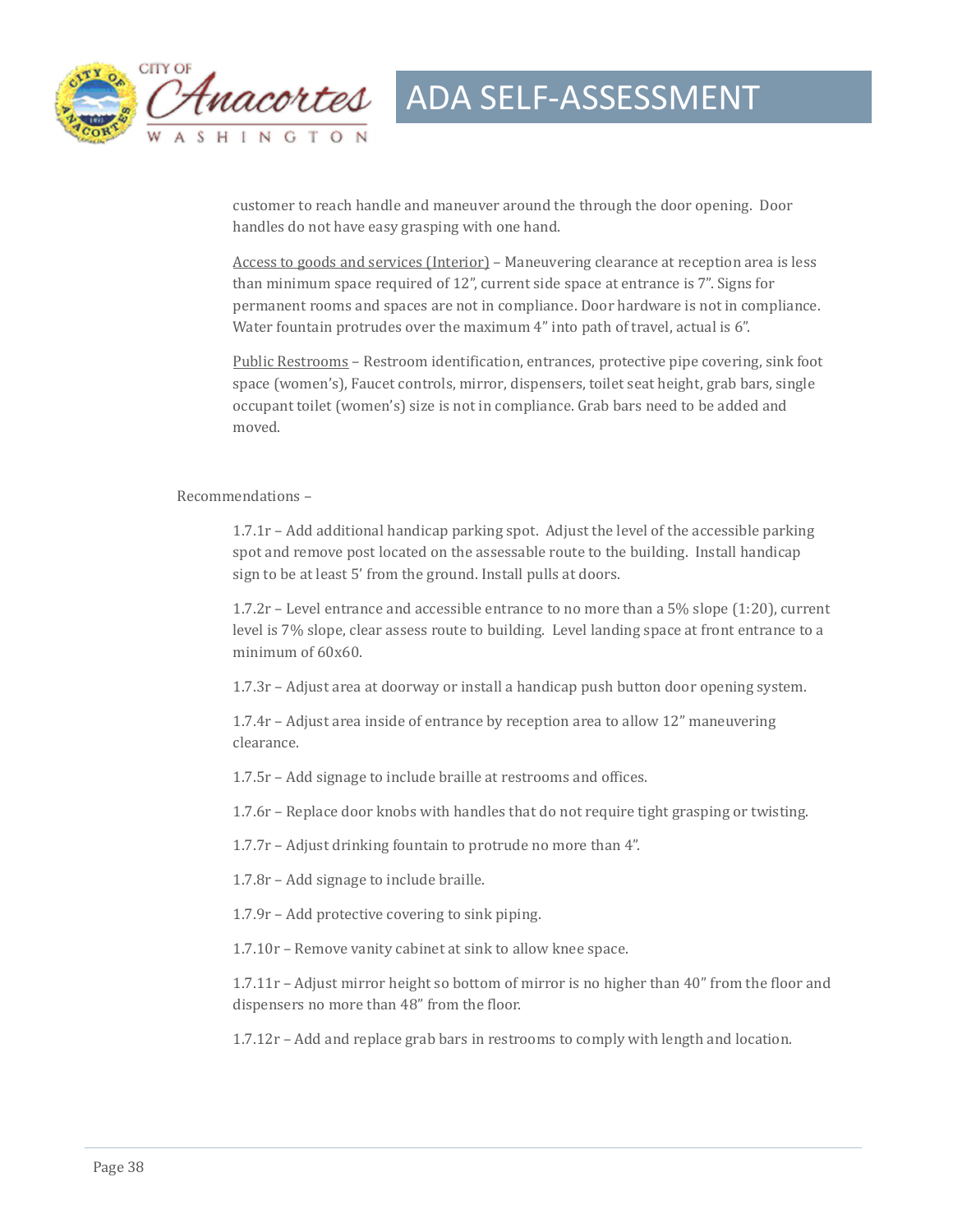customer to reach handle and maneuver around the through the door opening. Door handles do not have easy grasping with one hand.

<u>Access to goods and services (Interior)</u> – Maneuvering clearance at reception area is less than minimum space required of 12", current side space at entrance is 7". Signs for permanent rooms and spaces are not in compliance. Door hardware is not in compliance. Water fountain protrudes over the maximum 4" into path of travel, actual is 6".

<u>Public Restrooms</u> – Restroom identification, entrances, protective pipe covering, sink foot space (women's), Faucet controls, mirror, dispensers, toilet seat height, grab bars, single occupant toilet (women's) size is not in compliance. Grab bars need to be added and moved.

Recommendations –

1.7.1r – Add additional handicap parking spot. Adjust the level of the accessible parking spot and remove post located on the assessable route to the building. Install handicap sign to be at least 5' from the ground. Install pulls at doors.

1.7.2r – Level entrance and accessible entrance to no more than a 5% slope (1:20), current level is 7% slope, clear assess route to building. Level landing space at front entrance to a minimum of 60x60.

1.7.3r – Adjust area at doorway or install a handicap push button door opening system.

1.7.4r – Adjust area inside of entrance by reception area to allow 12" maneuvering clearance.

1.7.5r – Add signage to include braille at restrooms and offices.

1.7.6r – Replace door knobs with handles that do not require tight grasping or twisting.

1.7.7r – Adjust drinking fountain to protrude no more than 4".

1.7.8r – Add signage to include braille.

1.7.9r – Add protective covering to sink piping.

1.7.10r – Remove vanity cabinet at sink to allow knee space.

1.7.11r – Adjust mirror height so bottom of mirror is no higher than 40" from the floor and dispensers no more than 48" from the floor.

1.7.12r – Add and replace grab bars in restrooms to comply with length and location.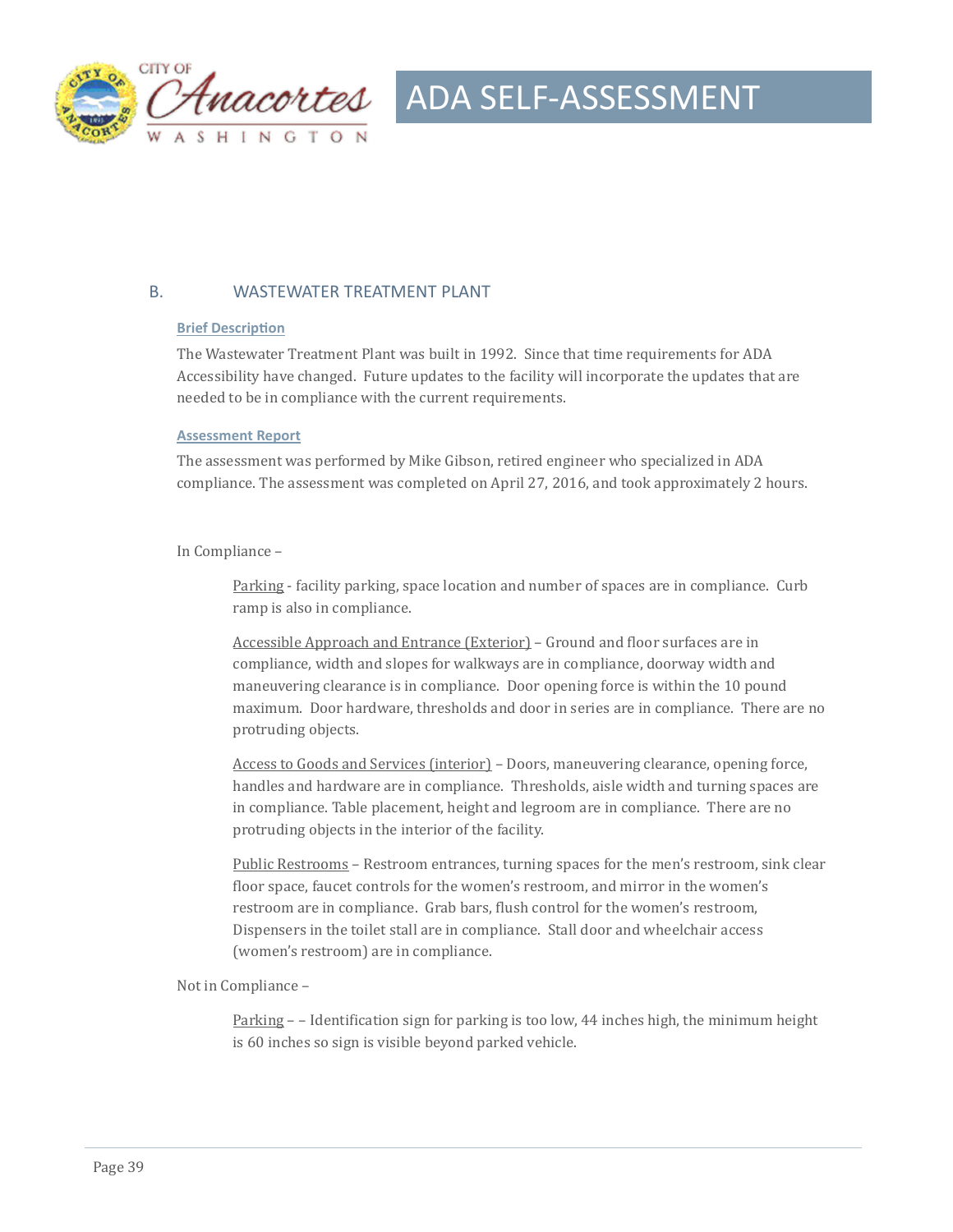## B. WASTEWATER TREATMENT PLANT

**Brief Description**

The Wastewater Treatment Plant was built in 1992. Since that time requirements for ADA Accessibility have changed. Future updates to the facility will incorporate the updates that are needed to be in compliance with the current requirements.

**Assessment Report**

The assessment was performed by Mike Gibson, retired engineer who specialized in ADA compliance. The assessment was completed on April 27, 2016, and took approximately 2 hours.

In Compliance –

> Parking - facility parking, space location and number of spaces are in compliance. Curb ramp is also in compliance.
>
> Accessible Approach and Entrance (Exterior) – Ground and floor surfaces are in compliance, width and slopes for walkways are in compliance, doorway width and maneuvering clearance is in compliance. Door opening force is within the 10 pound maximum. Door hardware, thresholds and door in series are in compliance. There are no protruding objects.
>
> Access to Goods and Services (interior) – Doors, maneuvering clearance, opening force, handles and hardware are in compliance. Thresholds, aisle width and turning spaces are in compliance. Table placement, height and legroom are in compliance. There are no protruding objects in the interior of the facility.
>
> Public Restrooms – Restroom entrances, turning spaces for the men's restroom, sink clear floor space, faucet controls for the women's restroom, and mirror in the women's restroom are in compliance. Grab bars, flush control for the women's restroom, Dispensers in the toilet stall are in compliance. Stall door and wheelchair access (women's restroom) are in compliance.

Not in Compliance –

> Parking – – Identification sign for parking is too low, 44 inches high, the minimum height is 60 inches so sign is visible beyond parked vehicle.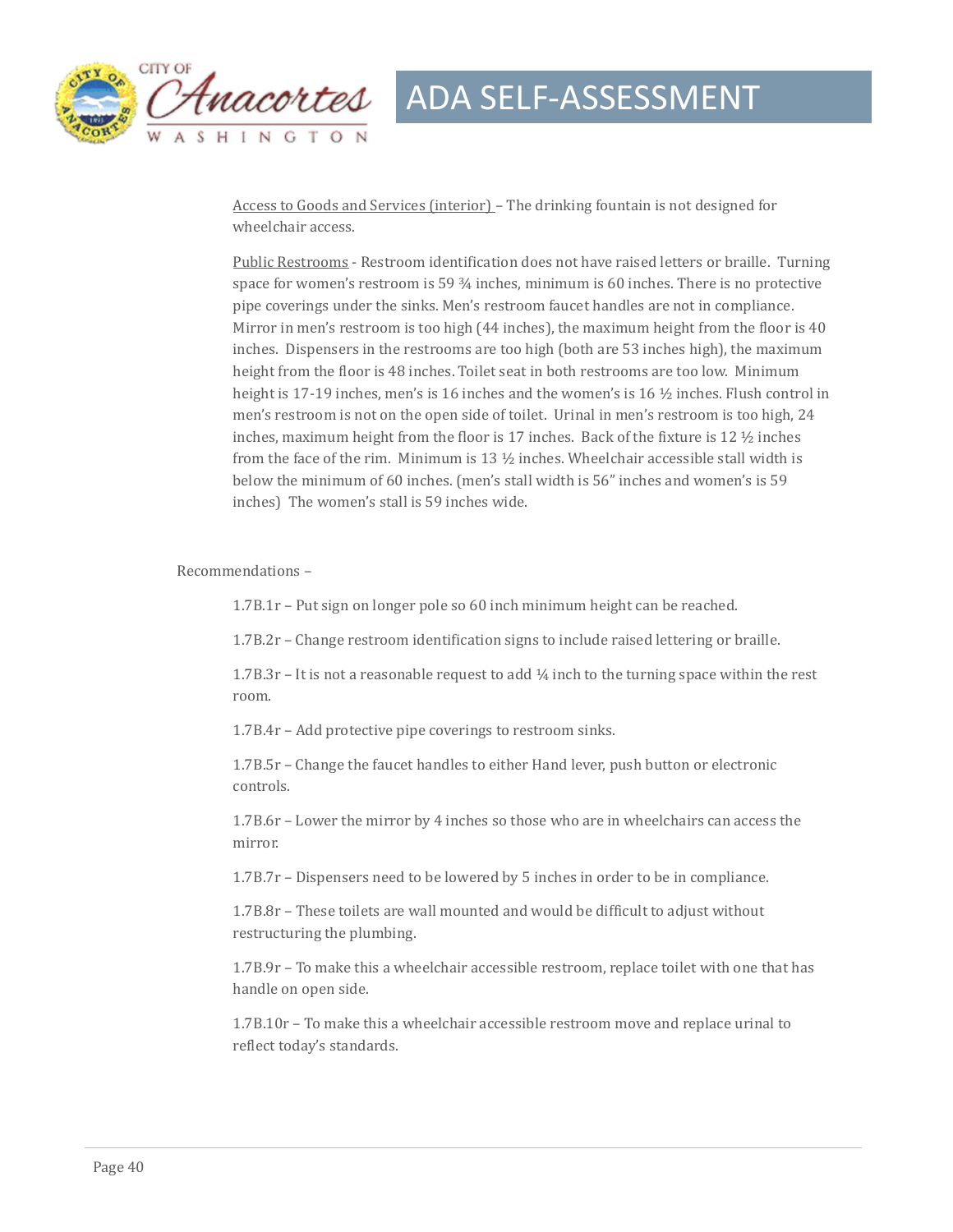Access to Goods and Services (interior) – The drinking fountain is not designed for wheelchair access.

Public Restrooms - Restroom identification does not have raised letters or braille. Turning space for women's restroom is 59 ¾ inches, minimum is 60 inches. There is no protective pipe coverings under the sinks. Men's restroom faucet handles are not in compliance. Mirror in men's restroom is too high (44 inches), the maximum height from the floor is 40 inches. Dispensers in the restrooms are too high (both are 53 inches high), the maximum height from the floor is 48 inches. Toilet seat in both restrooms are too low. Minimum height is 17-19 inches, men's is 16 inches and the women's is 16 ½ inches. Flush control in men's restroom is not on the open side of toilet. Urinal in men's restroom is too high, 24 inches, maximum height from the floor is 17 inches. Back of the fixture is 12 ½ inches from the face of the rim. Minimum is 13 ½ inches. Wheelchair accessible stall width is below the minimum of 60 inches. (men's stall width is 56" inches and women's is 59 inches) The women's stall is 59 inches wide.

Recommendations –

1.7B.1r – Put sign on longer pole so 60 inch minimum height can be reached.

1.7B.2r – Change restroom identification signs to include raised lettering or braille.

1.7B.3r – It is not a reasonable request to add ¼ inch to the turning space within the rest room.

1.7B.4r – Add protective pipe coverings to restroom sinks.

1.7B.5r – Change the faucet handles to either Hand lever, push button or electronic controls.

1.7B.6r – Lower the mirror by 4 inches so those who are in wheelchairs can access the mirror.

1.7B.7r – Dispensers need to be lowered by 5 inches in order to be in compliance.

1.7B.8r – These toilets are wall mounted and would be difficult to adjust without restructuring the plumbing.

1.7B.9r – To make this a wheelchair accessible restroom, replace toilet with one that has handle on open side.

1.7B.10r – To make this a wheelchair accessible restroom move and replace urinal to reflect today's standards.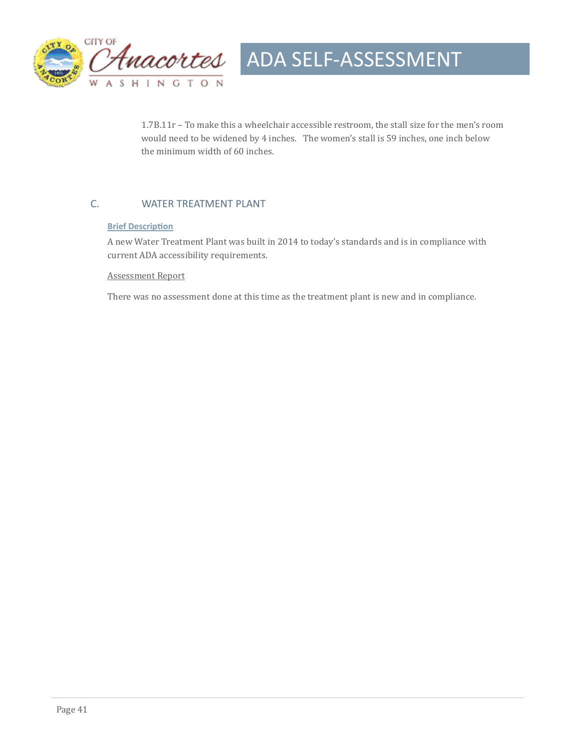1.7B.11r – To make this a wheelchair accessible restroom, the stall size for the men's room would need to be widened by 4 inches. The women's stall is 59 inches, one inch below the minimum width of 60 inches.

## C. WATER TREATMENT PLANT

**Brief Description**

A new Water Treatment Plant was built in 2014 to today's standards and is in compliance with current ADA accessibility requirements.

Assessment Report

There was no assessment done at this time as the treatment plant is new and in compliance.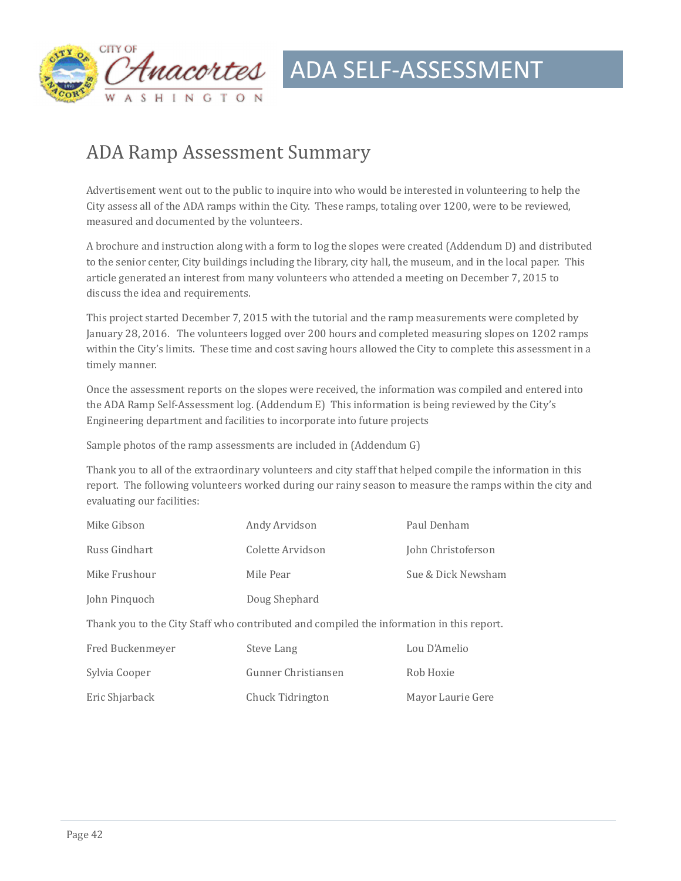# ADA Ramp Assessment Summary

Advertisement went out to the public to inquire into who would be interested in volunteering to help the City assess all of the ADA ramps within the City. These ramps, totaling over 1200, were to be reviewed, measured and documented by the volunteers.

A brochure and instruction along with a form to log the slopes were created (Addendum D) and distributed to the senior center, City buildings including the library, city hall, the museum, and in the local paper. This article generated an interest from many volunteers who attended a meeting on December 7, 2015 to discuss the idea and requirements.

This project started December 7, 2015 with the tutorial and the ramp measurements were completed by January 28, 2016. The volunteers logged over 200 hours and completed measuring slopes on 1202 ramps within the City's limits. These time and cost saving hours allowed the City to complete this assessment in a timely manner.

Once the assessment reports on the slopes were received, the information was compiled and entered into the ADA Ramp Self-Assessment log. (Addendum E) This information is being reviewed by the City's Engineering department and facilities to incorporate into future projects

Sample photos of the ramp assessments are included in (Addendum G)

Thank you to all of the extraordinary volunteers and city staff that helped compile the information in this report. The following volunteers worked during our rainy season to measure the ramps within the city and evaluating our facilities:

| | | |
|---|---|---|
| Mike Gibson | Andy Arvidson | Paul Denham |
| Russ Gindhart | Colette Arvidson | John Christoferson |
| Mike Frushour | Mile Pear | Sue & Dick Newsham |
| John Pinquoch | Doug Shephard | |

Thank you to the City Staff who contributed and compiled the information in this report.

| | | |
|---|---|---|
| Fred Buckenmeyer | Steve Lang | Lou D'Amelio |
| Sylvia Cooper | Gunner Christiansen | Rob Hoxie |
| Eric Shjarback | Chuck Tidrington | Mayor Laurie Gere |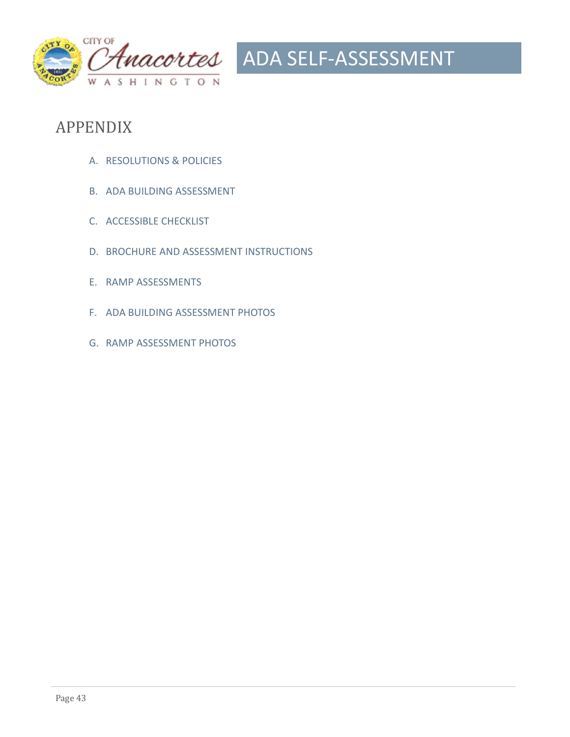# APPENDIX

A. RESOLUTIONS & POLICIES

B. ADA BUILDING ASSESSMENT

C. ACCESSIBLE CHECKLIST

D. BROCHURE AND ASSESSMENT INSTRUCTIONS

E. RAMP ASSESSMENTS

F. ADA BUILDING ASSESSMENT PHOTOS

G. RAMP ASSESSMENT PHOTOS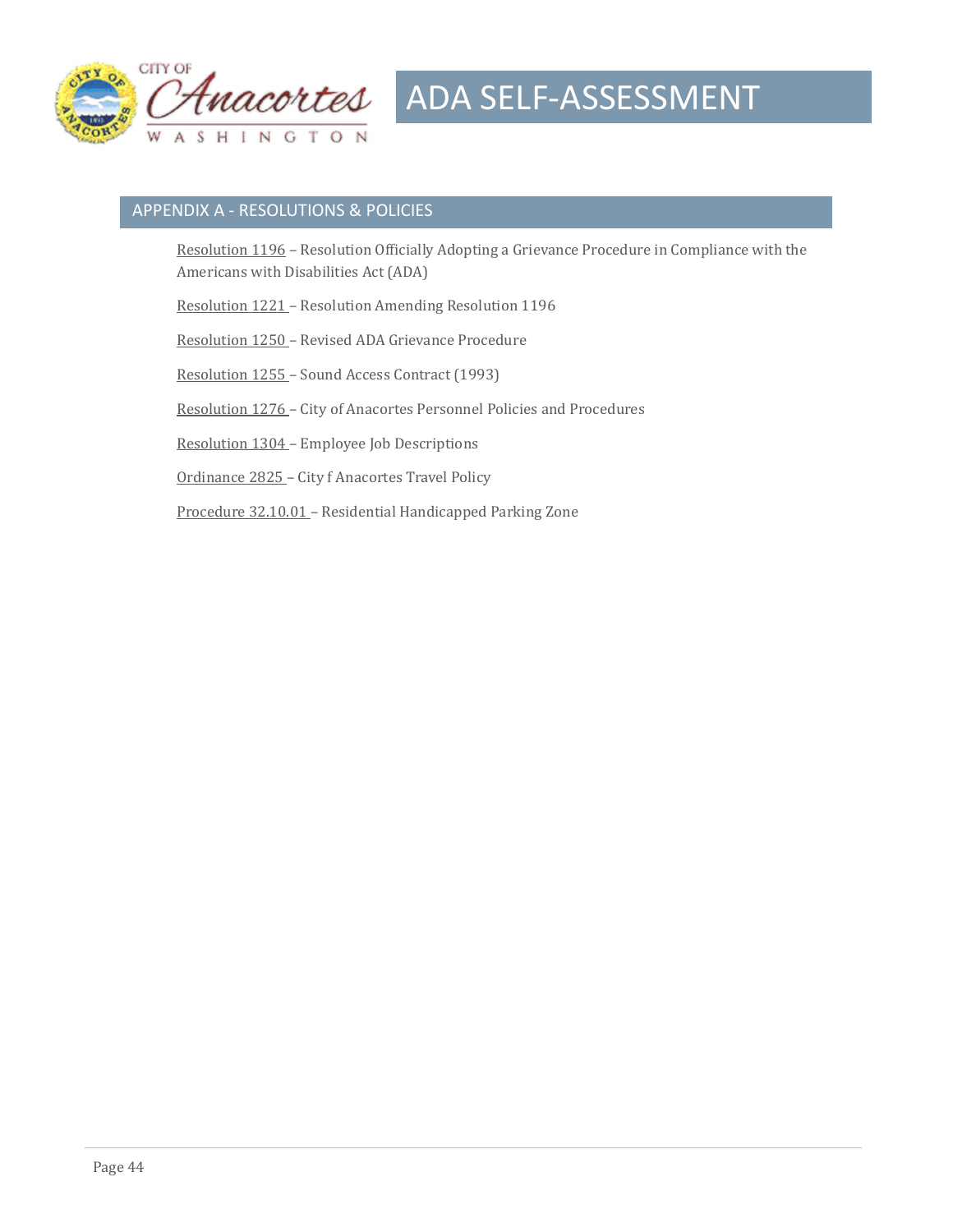## APPENDIX A - RESOLUTIONS & POLICIES

Resolution 1196 – Resolution Officially Adopting a Grievance Procedure in Compliance with the Americans with Disabilities Act (ADA)

Resolution 1221 – Resolution Amending Resolution 1196

Resolution 1250 – Revised ADA Grievance Procedure

Resolution 1255 – Sound Access Contract (1993)

Resolution 1276 – City of Anacortes Personnel Policies and Procedures

Resolution 1304 – Employee Job Descriptions

Ordinance 2825 – City f Anacortes Travel Policy

Procedure 32.10.01 – Residential Handicapped Parking Zone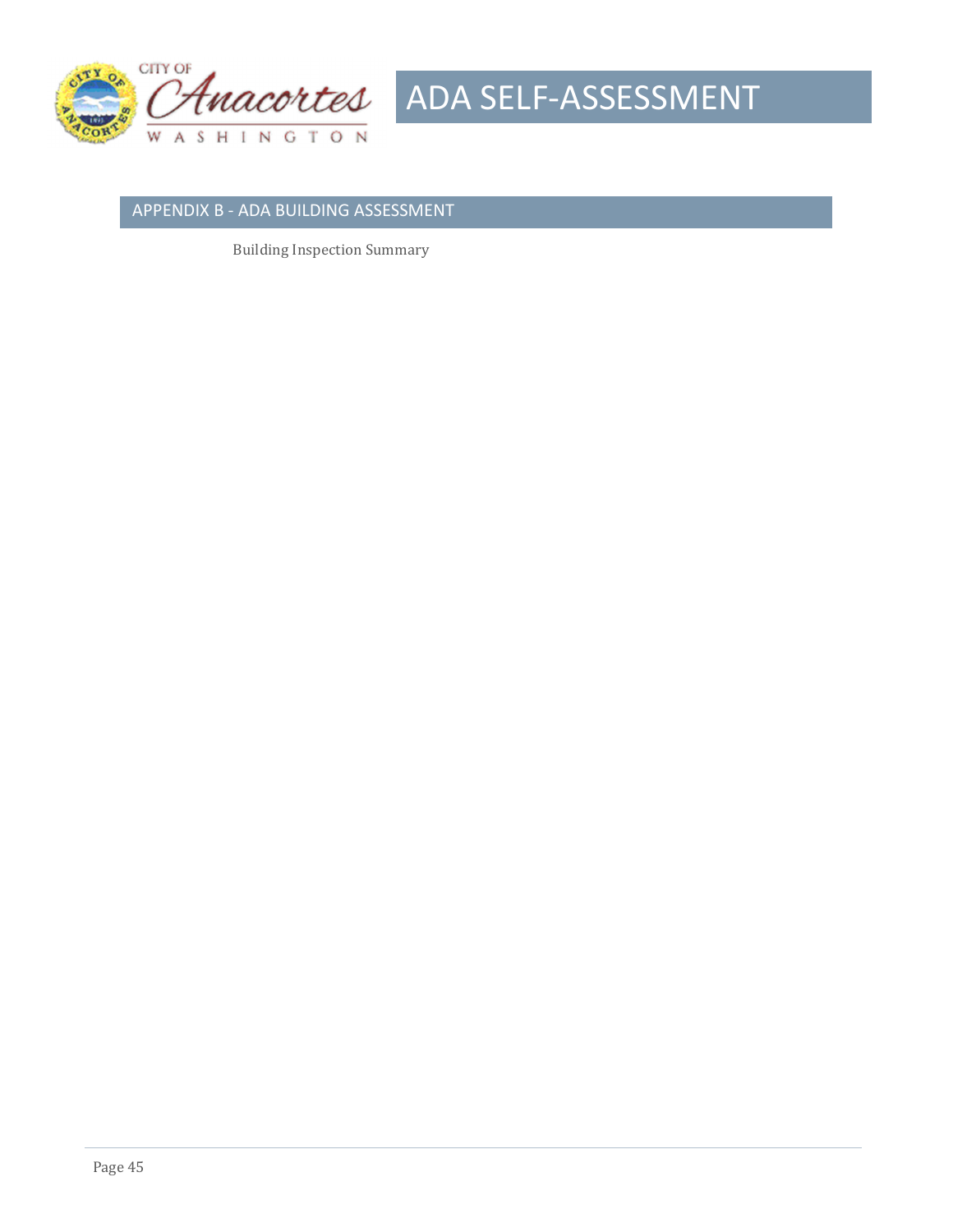## APPENDIX B - ADA BUILDING ASSESSMENT

Building Inspection Summary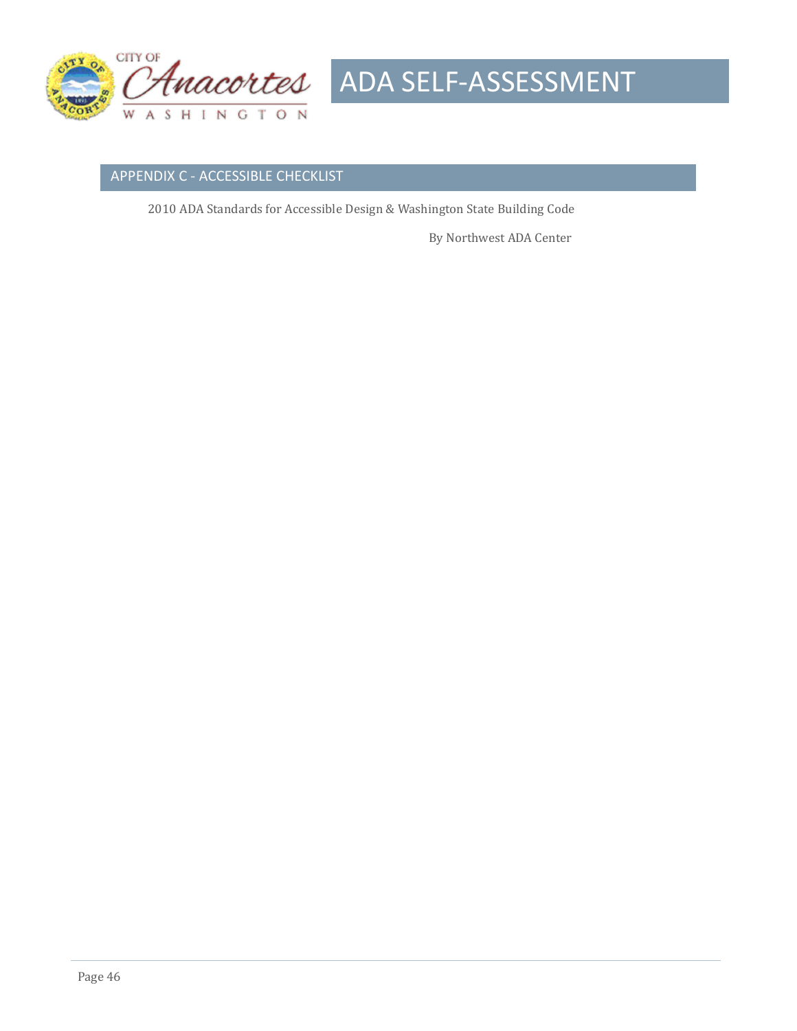## APPENDIX C - ACCESSIBLE CHECKLIST

2010 ADA Standards for Accessible Design & Washington State Building Code

By Northwest ADA Center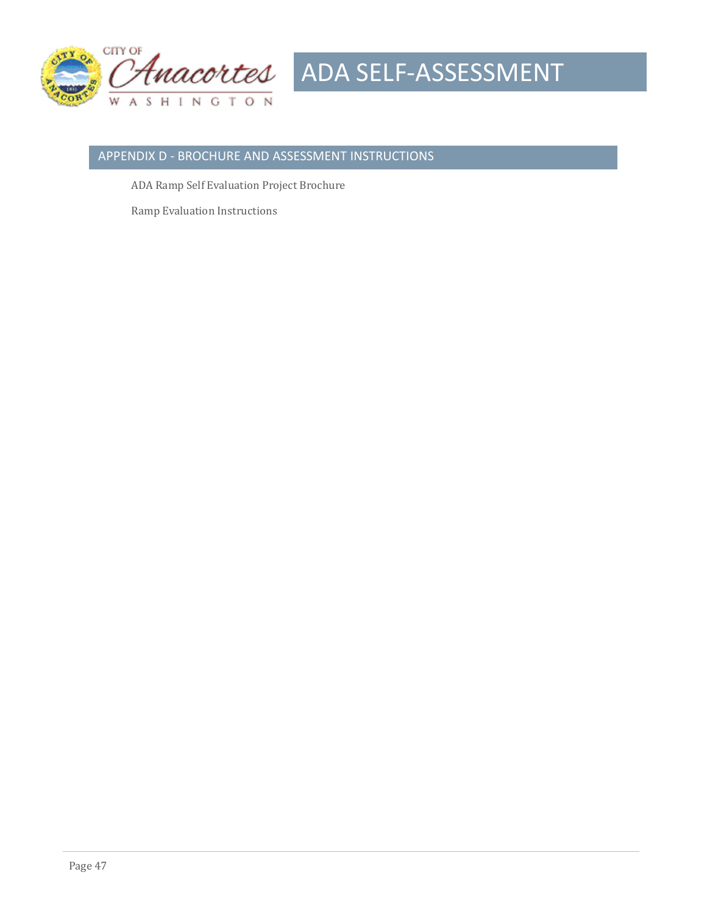## APPENDIX D - BROCHURE AND ASSESSMENT INSTRUCTIONS

ADA Ramp Self Evaluation Project Brochure

Ramp Evaluation Instructions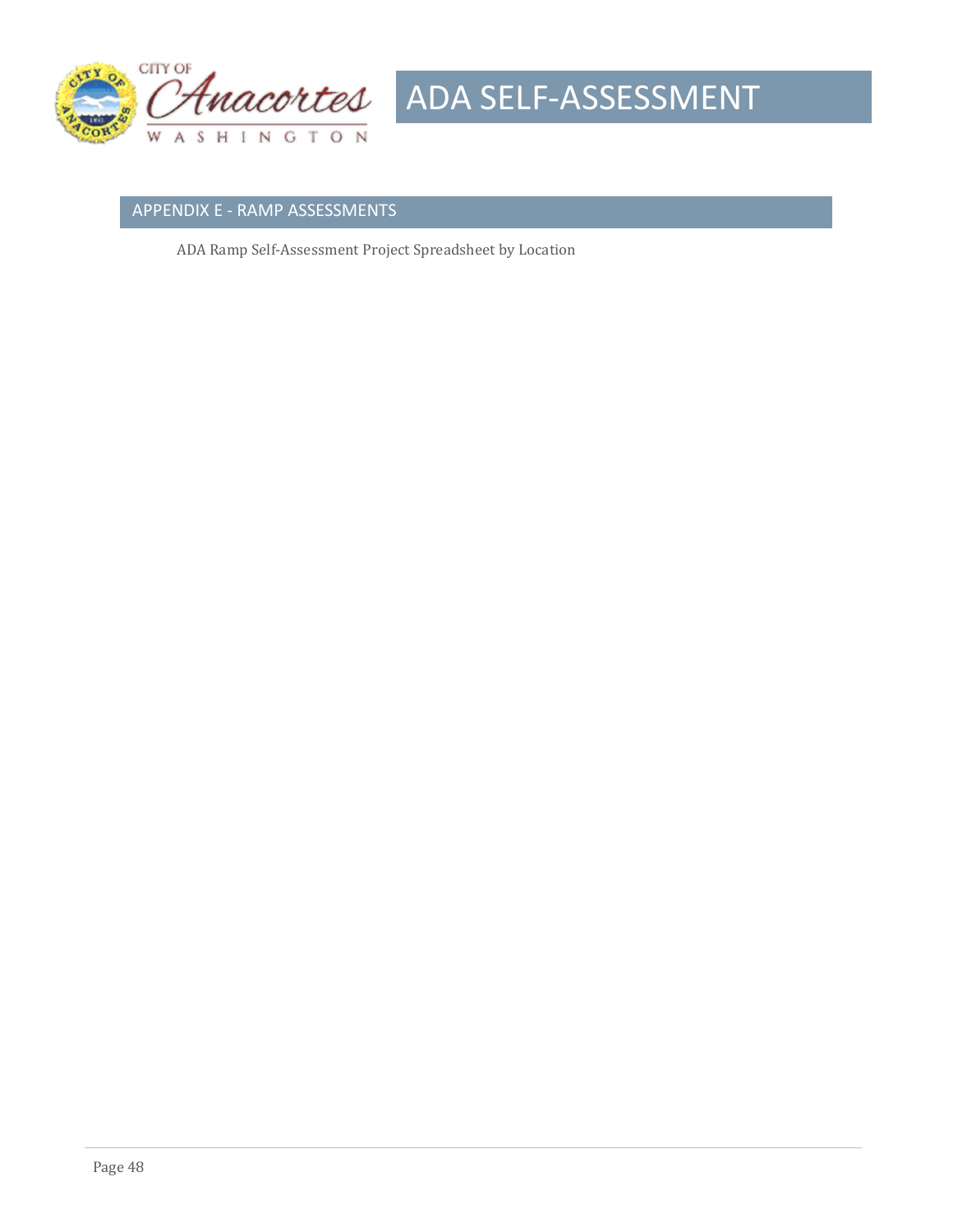## APPENDIX E - RAMP ASSESSMENTS

ADA Ramp Self-Assessment Project Spreadsheet by Location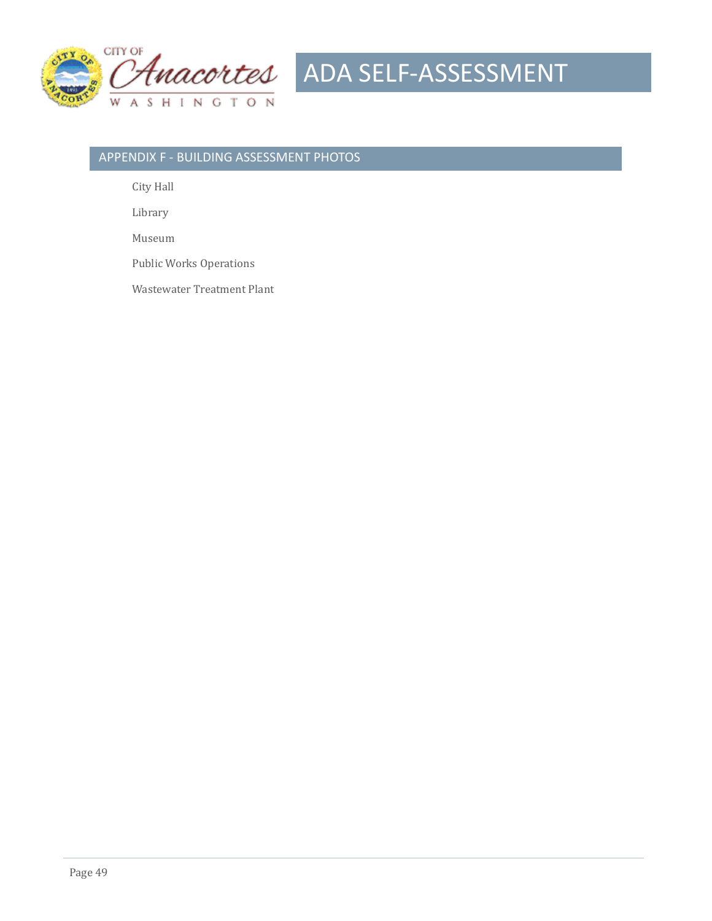## APPENDIX F - BUILDING ASSESSMENT PHOTOS

City Hall

Library

Museum

Public Works Operations

Wastewater Treatment Plant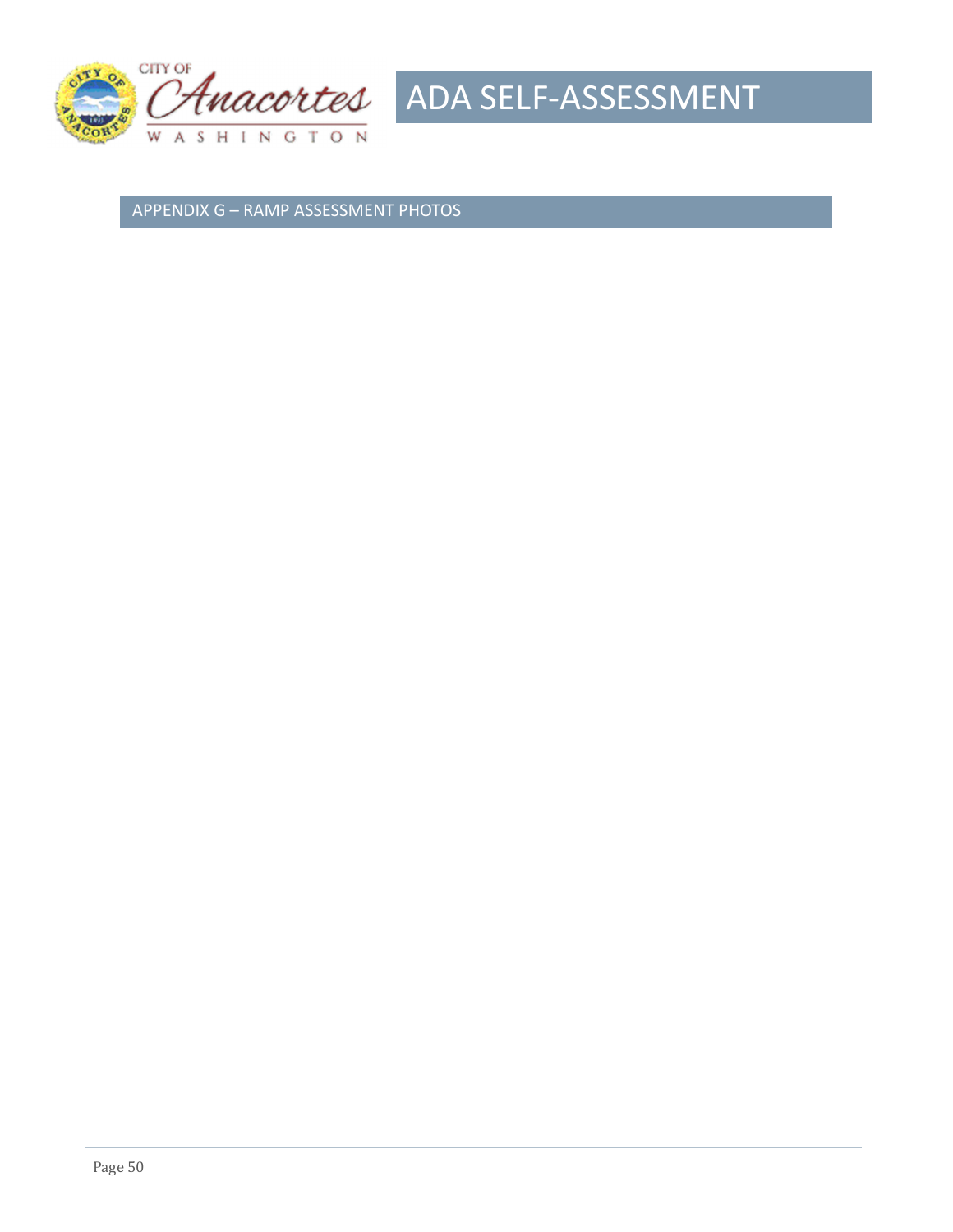## APPENDIX G – RAMP ASSESSMENT PHOTOS